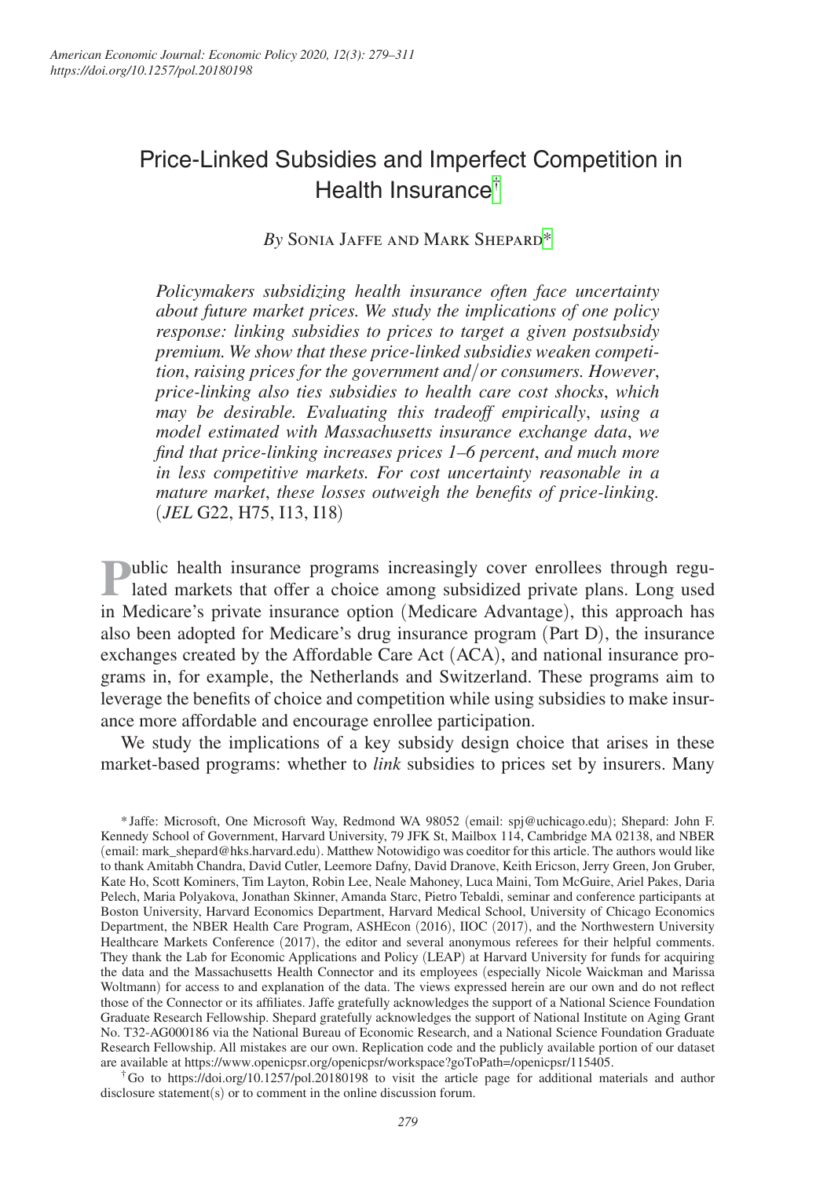# Price-Linked Subsidies and Imperfect Competition in Health Insurance[†]

*By* Sonia Jaffe and Mark Shepard[*]

*Policymakers subsidizing health insurance often face uncertainty about future market prices. We study the implications of one policy response: linking subsidies to prices to target a given postsubsidy premium. We show that these price-linked subsidies weaken competition, raising prices for the government/or consumers. However, price-linking also ties subsidies to health care cost shocks, which may be desirable. Evaluating this tradeoff empirically, using a model estimated with Massachusetts insurance exchange data, we find that price-linking increases prices 1–6 percent, and much more in less competitive markets. For cost uncertainty reasonable in a mature market, these losses outweigh the benefits of price-linking.* (*JEL* G22, H75, I13, I18)

Public health insurance programs increasingly cover enrollees through regulated markets that offer a choice among subsidized private plans. Long used in Medicare's private insurance option (Medicare Advantage), this approach has also been adopted for Medicare's drug insurance program (Part D), the insurance exchanges created by the Affordable Care Act (ACA), and national insurance programs in, for example, the Netherlands and Switzerland. These programs aim to leverage the benefits of choice and competition while using subsidies to make insurance more affordable and encourage enrollee participation.

We study the implications of a key subsidy design choice that arises in these market-based programs: whether to *link* subsidies to prices set by insurers. Many

---

[*] Jaffe: Microsoft, One Microsoft Way, Redmond WA 98052 (email: spj@uchicago.edu); Shepard: John F. Kennedy School of Government, Harvard University, 79 JFK St, Mailbox 114, Cambridge MA 02138, and NBER (email: mark_shepard@hks.harvard.edu). Matthew Notowidigo was coeditor for this article. The authors would like to thank Amitabh Chandra, David Cutler, Leemore Dafny, David Dranove, Keith Ericson, Jerry Green, Jon Gruber, Kate Ho, Scott Kominers, Tim Layton, Robin Lee, Neale Mahoney, Luca Maini, Tom McGuire, Ariel Pakes, Daria Pelech, Maria Polyakova, Jonathan Skinner, Amanda Starc, Pietro Tebaldi, seminar and conference participants at Boston University, Harvard Economics Department, Harvard Medical School, University of Chicago Economics Department, the NBER Health Care Program, ASHEcon (2016), IIOC (2017), and the Northwestern University Healthcare Markets Conference (2017), the editor and several anonymous referees for their helpful comments. They thank the Lab for Economic Applications and Policy (LEAP) at Harvard University for funds for acquiring the data and the Massachusetts Health Connector and its employees (especially Nicole Waickman and Marissa Woltmann) for access to and explanation of the data. The views expressed herein are our own and do not reflect those of the Connector or its affiliates. Jaffe gratefully acknowledges the support of a National Science Foundation Graduate Research Fellowship. Shepard gratefully acknowledges the support of National Institute on Aging Grant No. T32-AG000186 via the National Bureau of Economic Research, and a National Science Foundation Graduate Research Fellowship. All mistakes are our own. Replication code and the publicly available portion of our dataset are available at https://www.openicpsr.org/openicpsr/workspace?goToPath=/openicpsr/115405.

[†] Go to https://doi.org/10.1257/pol.20180198 to visit the article page for additional materials and author disclosure statement(s) or to comment in the online discussion forum.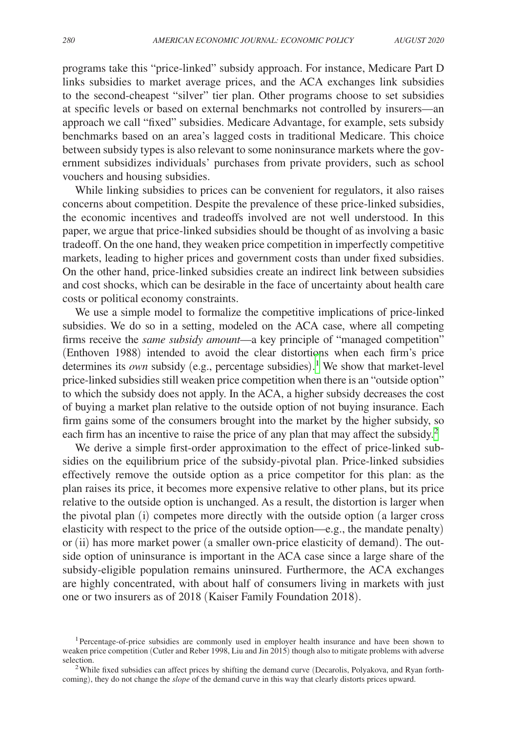programs take this "price-linked" subsidy approach. For instance, Medicare Part D links subsidies to market average prices, and the ACA exchanges link subsidies to the second-cheapest "silver" tier plan. Other programs choose to set subsidies at specific levels or based on external benchmarks not controlled by insurers—an approach we call "fixed" subsidies. Medicare Advantage, for example, sets subsidy benchmarks based on an area's lagged costs in traditional Medicare. This choice between subsidy types is also relevant to some noninsurance markets where the government subsidizes individuals' purchases from private providers, such as school vouchers and housing subsidies.

While linking subsidies to prices can be convenient for regulators, it also raises concerns about competition. Despite the prevalence of these price-linked subsidies, the economic incentives and tradeoffs involved are not well understood. In this paper, we argue that price-linked subsidies should be thought of as involving a basic tradeoff. On the one hand, they weaken price competition in imperfectly competitive markets, leading to higher prices and government costs than under fixed subsidies. On the other hand, price-linked subsidies create an indirect link between subsidies and cost shocks, which can be desirable in the face of uncertainty about health care costs or political economy constraints.

We use a simple model to formalize the competitive implications of price-linked subsidies. We do so in a setting, modeled on the ACA case, where all competing firms receive the *same subsidy amount*—a key principle of "managed competition" (Enthoven 1988) intended to avoid the clear distortions when each firm's price determines its *own* subsidy (e.g., percentage subsidies).[1] We show that market-level price-linked subsidies still weaken price competition when there is an "outside option" to which the subsidy does not apply. In the ACA, a higher subsidy decreases the cost of buying a market plan relative to the outside option of not buying insurance. Each firm gains some of the consumers brought into the market by the higher subsidy, so each firm has an incentive to raise the price of any plan that may affect the subsidy.[2]

We derive a simple first-order approximation to the effect of price-linked subsidies on the equilibrium price of the subsidy-pivotal plan. Price-linked subsidies effectively remove the outside option as a price competitor for this plan: as the plan raises its price, it becomes more expensive relative to other plans, but its price relative to the outside option is unchanged. As a result, the distortion is larger when the pivotal plan (i) competes more directly with the outside option (a larger cross elasticity with respect to the price of the outside option—e.g., the mandate penalty) or (ii) has more market power (a smaller own-price elasticity of demand). The outside option of uninsurance is important in the ACA case since a large share of the subsidy-eligible population remains uninsured. Furthermore, the ACA exchanges are highly concentrated, with about half of consumers living in markets with just one or two insurers as of 2018 (Kaiser Family Foundation 2018).

[1] Percentage-of-price subsidies are commonly used in employer health insurance and have been shown to weaken price competition (Cutler and Reber 1998, Liu and Jin 2015) though also to mitigate problems with adverse selection.

[2] While fixed subsidies can affect prices by shifting the demand curve (Decarolis, Polyakova, and Ryan forthcoming), they do not change the *slope* of the demand curve in this way that clearly distorts prices upward.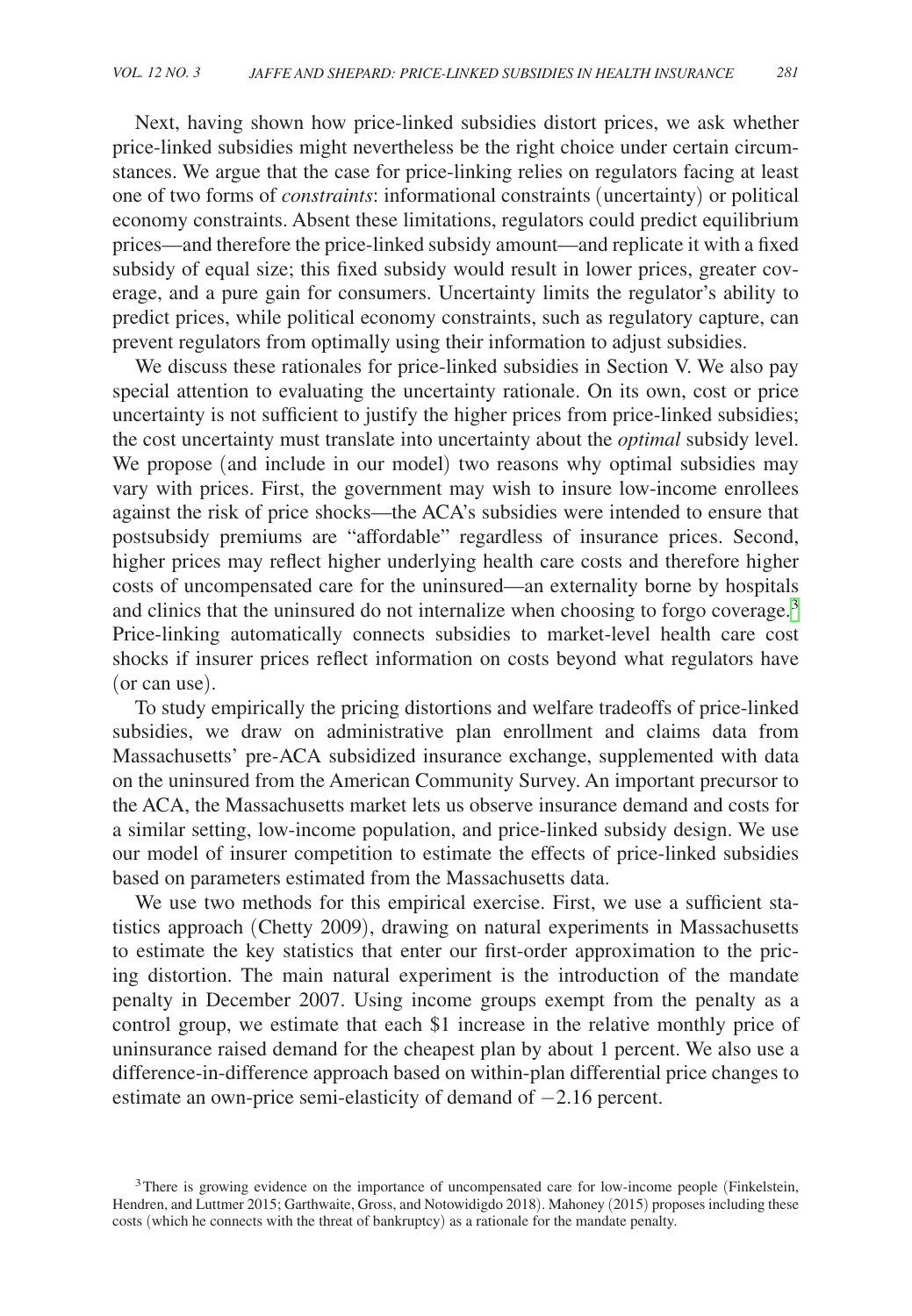Next, having shown how price-linked subsidies distort prices, we ask whether price-linked subsidies might nevertheless be the right choice under certain circumstances. We argue that the case for price-linking relies on regulators facing at least one of two forms of *constraints*: informational constraints (uncertainty) or political economy constraints. Absent these limitations, regulators could predict equilibrium prices—and therefore the price-linked subsidy amount—and replicate it with a fixed subsidy of equal size; this fixed subsidy would result in lower prices, greater coverage, and a pure gain for consumers. Uncertainty limits the regulator's ability to predict prices, while political economy constraints, such as regulatory capture, can prevent regulators from optimally using their information to adjust subsidies.

We discuss these rationales for price-linked subsidies in Section V. We also pay special attention to evaluating the uncertainty rationale. On its own, cost or price uncertainty is not sufficient to justify the higher prices from price-linked subsidies; the cost uncertainty must translate into uncertainty about the *optimal* subsidy level. We propose (and include in our model) two reasons why optimal subsidies may vary with prices. First, the government may wish to insure low-income enrollees against the risk of price shocks—the ACA's subsidies were intended to ensure that postsubsidy premiums are "affordable" regardless of insurance prices. Second, higher prices may reflect higher underlying health care costs and therefore higher costs of uncompensated care for the uninsured—an externality borne by hospitals and clinics that the uninsured do not internalize when choosing to forgo coverage.[3] Price-linking automatically connects subsidies to market-level health care cost shocks if insurer prices reflect information on costs beyond what regulators have (or can use).

To study empirically the pricing distortions and welfare tradeoffs of price-linked subsidies, we draw on administrative plan enrollment and claims data from Massachusetts' pre-ACA subsidized insurance exchange, supplemented with data on the uninsured from the American Community Survey. An important precursor to the ACA, the Massachusetts market lets us observe insurance demand and costs for a similar setting, low-income population, and price-linked subsidy design. We use our model of insurer competition to estimate the effects of price-linked subsidies based on parameters estimated from the Massachusetts data.

We use two methods for this empirical exercise. First, we use a sufficient statistics approach (Chetty 2009), drawing on natural experiments in Massachusetts to estimate the key statistics that enter our first-order approximation to the pricing distortion. The main natural experiment is the introduction of the mandate penalty in December 2007. Using income groups exempt from the penalty as a control group, we estimate that each \$1 increase in the relative monthly price of uninsurance raised demand for the cheapest plan by about 1 percent. We also use a difference-in-difference approach based on within-plan differential price changes to estimate an own-price semi-elasticity of demand of $-2.16$ percent.

[3] There is growing evidence on the importance of uncompensated care for low-income people (Finkelstein, Hendren, and Luttmer 2015; Garthwaite, Gross, and Notowidigdo 2018). Mahoney (2015) proposes including these costs (which he connects with the threat of bankruptcy) as a rationale for the mandate penalty.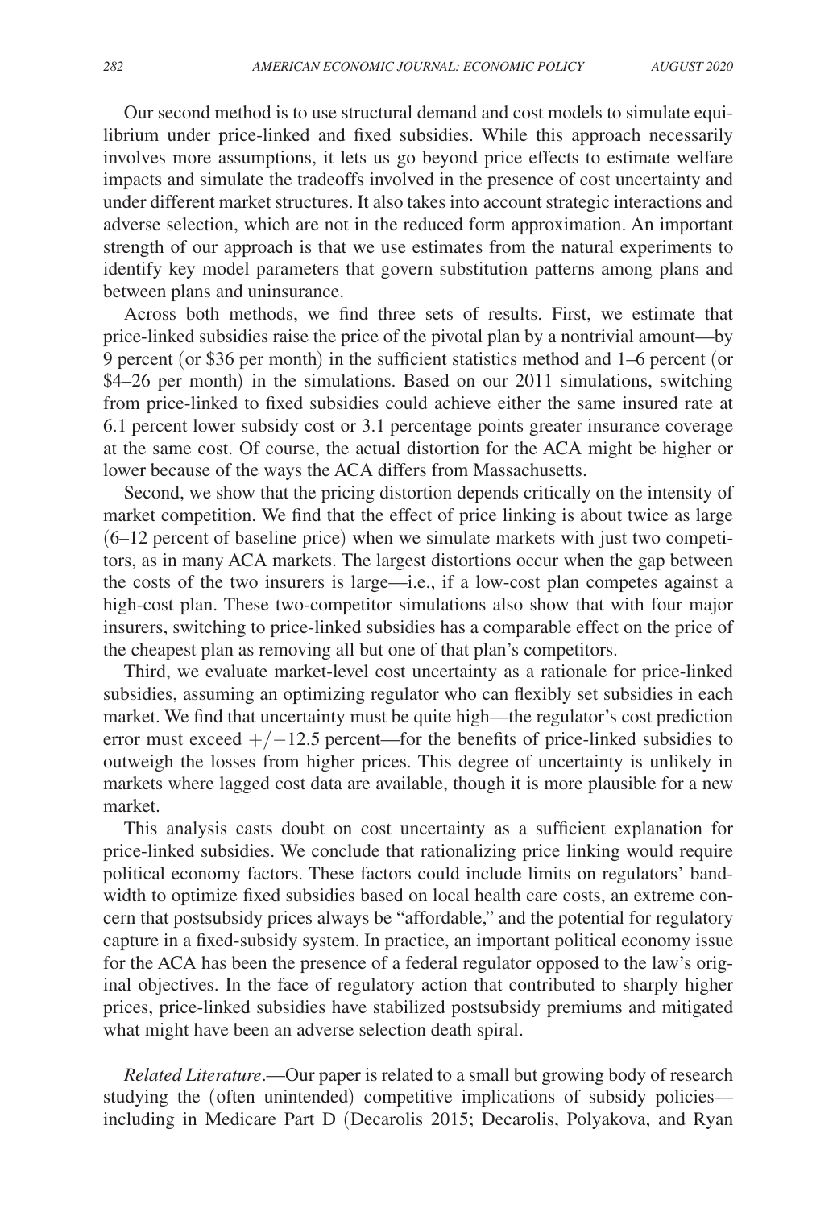Our second method is to use structural demand and cost models to simulate equilibrium under price-linked and fixed subsidies. While this approach necessarily involves more assumptions, it lets us go beyond price effects to estimate welfare impacts and simulate the tradeoffs involved in the presence of cost uncertainty and under different market structures. It also takes into account strategic interactions and adverse selection, which are not in the reduced form approximation. An important strength of our approach is that we use estimates from the natural experiments to identify key model parameters that govern substitution patterns among plans and between plans and uninsurance.

Across both methods, we find three sets of results. First, we estimate that price-linked subsidies raise the price of the pivotal plan by a nontrivial amount—by 9 percent (or \$36 per month) in the sufficient statistics method and 1–6 percent (or \$4–26 per month) in the simulations. Based on our 2011 simulations, switching from price-linked to fixed subsidies could achieve either the same insured rate at 6.1 percent lower subsidy cost or 3.1 percentage points greater insurance coverage at the same cost. Of course, the actual distortion for the ACA might be higher or lower because of the ways the ACA differs from Massachusetts.

Second, we show that the pricing distortion depends critically on the intensity of market competition. We find that the effect of price linking is about twice as large (6–12 percent of baseline price) when we simulate markets with just two competitors, as in many ACA markets. The largest distortions occur when the gap between the costs of the two insurers is large—i.e., if a low-cost plan competes against a high-cost plan. These two-competitor simulations also show that with four major insurers, switching to price-linked subsidies has a comparable effect on the price of the cheapest plan as removing all but one of that plan's competitors.

Third, we evaluate market-level cost uncertainty as a rationale for price-linked subsidies, assuming an optimizing regulator who can flexibly set subsidies in each market. We find that uncertainty must be quite high—the regulator's cost prediction error must exceed $+/-12.5$ percent—for the benefits of price-linked subsidies to outweigh the losses from higher prices. This degree of uncertainty is unlikely in markets where lagged cost data are available, though it is more plausible for a new market.

This analysis casts doubt on cost uncertainty as a sufficient explanation for price-linked subsidies. We conclude that rationalizing price linking would require political economy factors. These factors could include limits on regulators' bandwidth to optimize fixed subsidies based on local health care costs, an extreme concern that postsubsidy prices always be "affordable," and the potential for regulatory capture in a fixed-subsidy system. In practice, an important political economy issue for the ACA has been the presence of a federal regulator opposed to the law's original objectives. In the face of regulatory action that contributed to sharply higher prices, price-linked subsidies have stabilized postsubsidy premiums and mitigated what might have been an adverse selection death spiral.

*Related Literature*.—Our paper is related to a small but growing body of research studying the (often unintended) competitive implications of subsidy policies—including in Medicare Part D (Decarolis 2015; Decarolis, Polyakova, and Ryan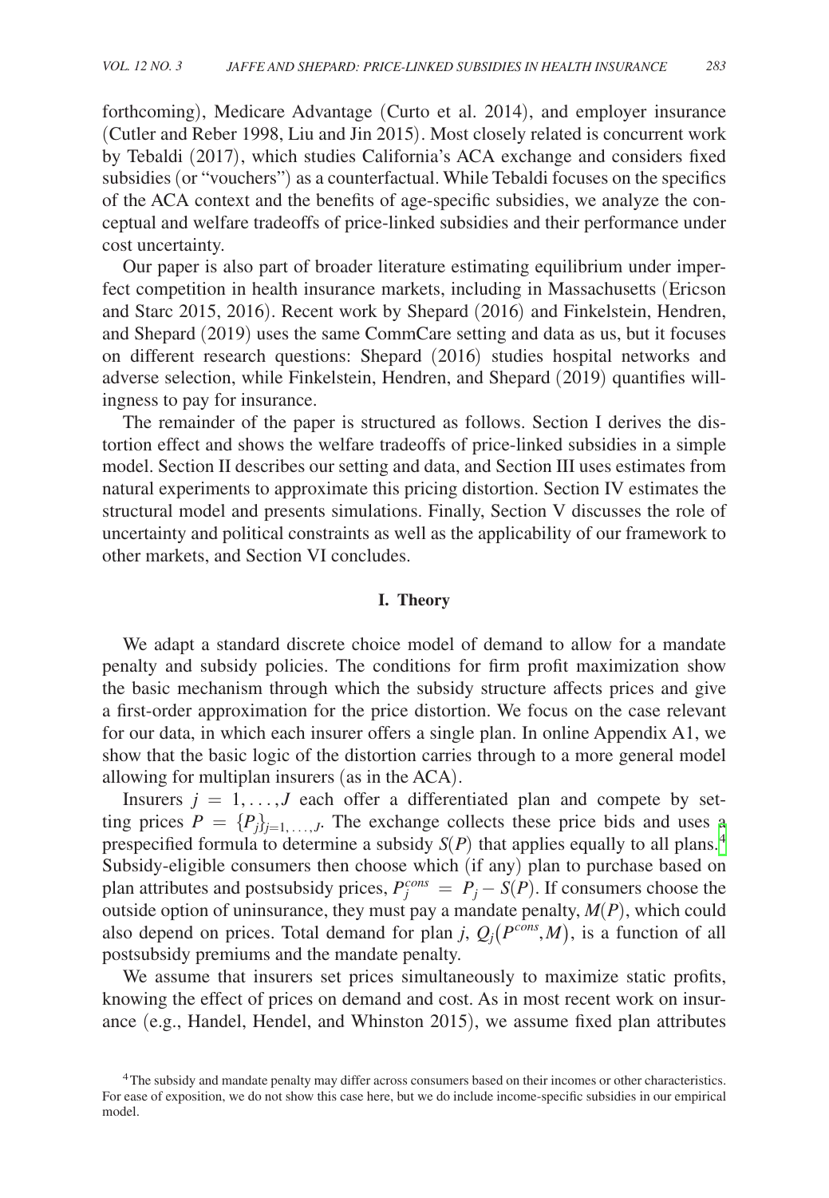forthcoming), Medicare Advantage (Curto et al. 2014), and employer insurance (Cutler and Reber 1998, Liu and Jin 2015). Most closely related is concurrent work by Tebaldi (2017), which studies California's ACA exchange and considers fixed subsidies (or "vouchers") as a counterfactual. While Tebaldi focuses on the specifics of the ACA context and the benefits of age-specific subsidies, we analyze the conceptual and welfare tradeoffs of price-linked subsidies and their performance under cost uncertainty.

Our paper is also part of broader literature estimating equilibrium under imperfect competition in health insurance markets, including in Massachusetts (Ericson and Starc 2015, 2016). Recent work by Shepard (2016) and Finkelstein, Hendren, and Shepard (2019) uses the same CommCare setting and data as us, but it focuses on different research questions: Shepard (2016) studies hospital networks and adverse selection, while Finkelstein, Hendren, and Shepard (2019) quantifies willingness to pay for insurance.

The remainder of the paper is structured as follows. Section I derives the distortion effect and shows the welfare tradeoffs of price-linked subsidies in a simple model. Section II describes our setting and data, and Section III uses estimates from natural experiments to approximate this pricing distortion. Section IV estimates the structural model and presents simulations. Finally, Section V discusses the role of uncertainty and political constraints as well as the applicability of our framework to other markets, and Section VI concludes.

## I. Theory

We adapt a standard discrete choice model of demand to allow for a mandate penalty and subsidy policies. The conditions for firm profit maximization show the basic mechanism through which the subsidy structure affects prices and give a first-order approximation for the price distortion. We focus on the case relevant for our data, in which each insurer offers a single plan. In online Appendix A1, we show that the basic logic of the distortion carries through to a more general model allowing for multiplan insurers (as in the ACA).

Insurers $j = 1, \ldots, J$ each offer a differentiated plan and compete by setting prices $P = \{P_j\}_{j=1,\ldots,J}$. The exchange collects these price bids and uses a prespecified formula to determine a subsidy $S(P)$ that applies equally to all plans.[4] Subsidy-eligible consumers then choose which (if any) plan to purchase based on plan attributes and postsubsidy prices, $P_j^{cons} = P_j - S(P)$. If consumers choose the outside option of uninsurance, they must pay a mandate penalty, $M(P)$, which could also depend on prices. Total demand for plan $j$, $Q_j(P^{cons}, M)$, is a function of all postsubsidy premiums and the mandate penalty.

We assume that insurers set prices simultaneously to maximize static profits, knowing the effect of prices on demand and cost. As in most recent work on insurance (e.g., Handel, Hendel, and Whinston 2015), we assume fixed plan attributes

[4] The subsidy and mandate penalty may differ across consumers based on their incomes or other characteristics. For ease of exposition, we do not show this case here, but we do include income-specific subsidies in our empirical model.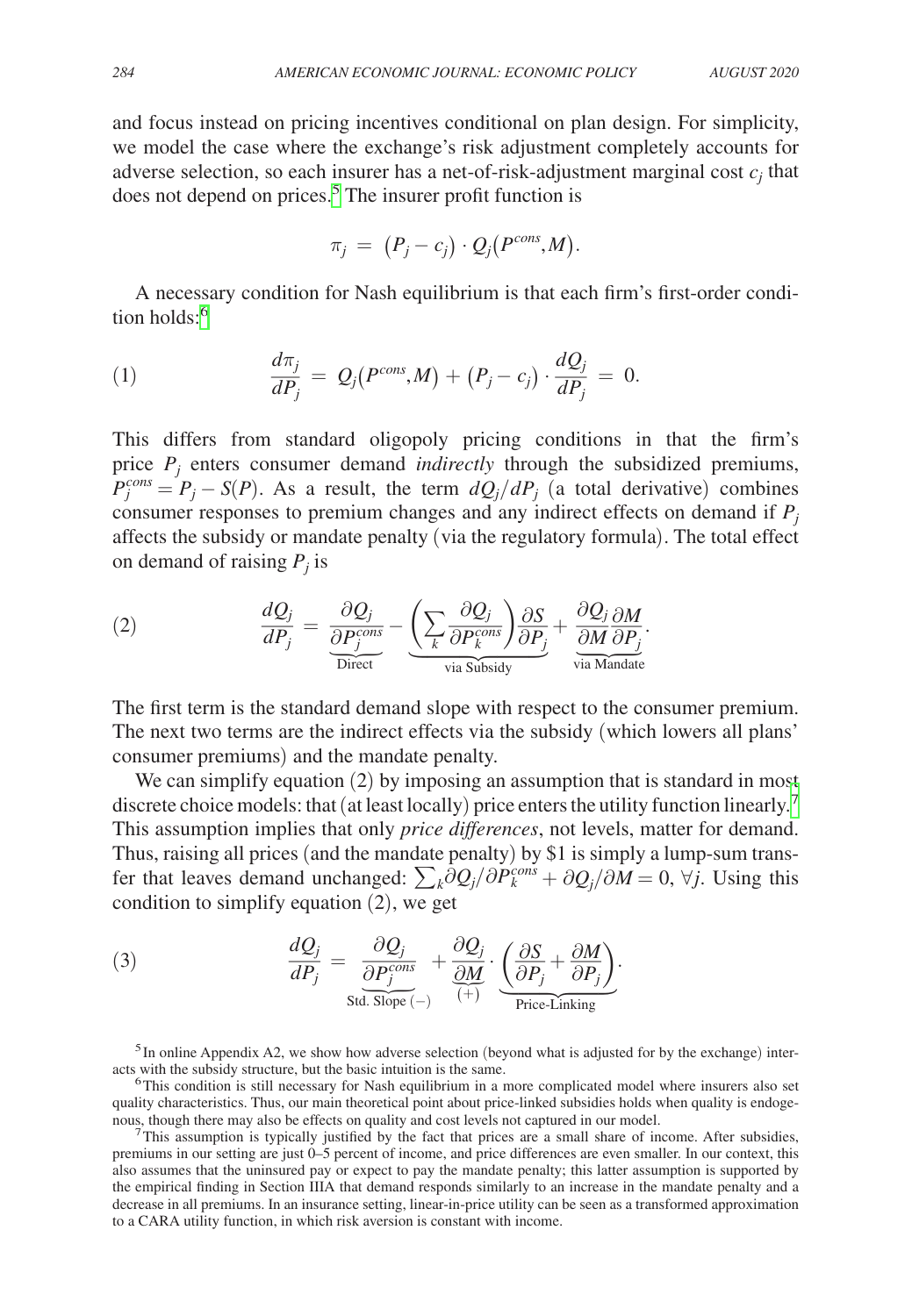and focus instead on pricing incentives conditional on plan design. For simplicity, we model the case where the exchange's risk adjustment completely accounts for adverse selection, so each insurer has a net-of-risk-adjustment marginal cost $c_j$ that does not depend on prices.[5] The insurer profit function is

$$\pi_j = (P_j - c_j) \cdot Q_j(P^{cons}, M).$$

A necessary condition for Nash equilibrium is that each firm's first-order condition holds:[6]

$$\text{(1)} \qquad \frac{d\pi_j}{dP_j} = Q_j(P^{cons}, M) + (P_j - c_j) \cdot \frac{dQ_j}{dP_j} = 0.$$

This differs from standard oligopoly pricing conditions in that the firm's price $P_j$ enters consumer demand *indirectly* through the subsidized premiums, $P_j^{cons} = P_j - S(P)$. As a result, the term $dQ_j/dP_j$ (a total derivative) combines consumer responses to premium changes and any indirect effects on demand if $P_j$ affects the subsidy or mandate penalty (via the regulatory formula). The total effect on demand of raising $P_j$ is

$$\text{(2)} \qquad \frac{dQ_j}{dP_j} = \underbrace{\frac{\partial Q_j}{\partial P_j^{cons}}}_{\text{Direct}} - \underbrace{\left(\sum_k \frac{\partial Q_j}{\partial P_k^{cons}}\right)\frac{\partial S}{\partial P_j}}_{\text{via Subsidy}} + \underbrace{\frac{\partial Q_j}{\partial M}\frac{\partial M}{\partial P_j}}_{\text{via Mandate}}.$$

The first term is the standard demand slope with respect to the consumer premium. The next two terms are the indirect effects via the subsidy (which lowers all plans' consumer premiums) and the mandate penalty.

We can simplify equation (2) by imposing an assumption that is standard in most discrete choice models: that (at least locally) price enters the utility function linearly.[7] This assumption implies that only *price differences*, not levels, matter for demand. Thus, raising all prices (and the mandate penalty) by \$1 is simply a lump-sum transfer that leaves demand unchanged: $\sum_k \partial Q_j / \partial P_k^{cons} + \partial Q_j / \partial M = 0, \forall j$. Using this condition to simplify equation (2), we get

$$\text{(3)} \qquad \frac{dQ_j}{dP_j} = \underbrace{\frac{\partial Q_j}{\partial P_j^{cons}}}_{\text{Std. Slope } (-)} + \underbrace{\frac{\partial Q_j}{\partial M}}_{(+)} \cdot \underbrace{\left(\frac{\partial S}{\partial P_j} + \frac{\partial M}{\partial P_j}\right)}_{\text{Price-Linking}}.$$

[5] In online Appendix A2, we show how adverse selection (beyond what is adjusted for by the exchange) interacts with the subsidy structure, but the basic intuition is the same.

[6] This condition is still necessary for Nash equilibrium in a more complicated model where insurers also set quality characteristics. Thus, our main theoretical point about price-linked subsidies holds when quality is endogenous, though there may also be effects on quality and cost levels not captured in our model.

[7] This assumption is typically justified by the fact that prices are a small share of income. After subsidies, premiums in our setting are just 0–5 percent of income, and price differences are even smaller. In our context, this also assumes that the uninsured pay or expect to pay the mandate penalty; this latter assumption is supported by the empirical finding in Section IIIA that demand responds similarly to an increase in the mandate penalty and a decrease in all premiums. In an insurance setting, linear-in-price utility can be seen as a transformed approximation to a CARA utility function, in which risk aversion is constant with income.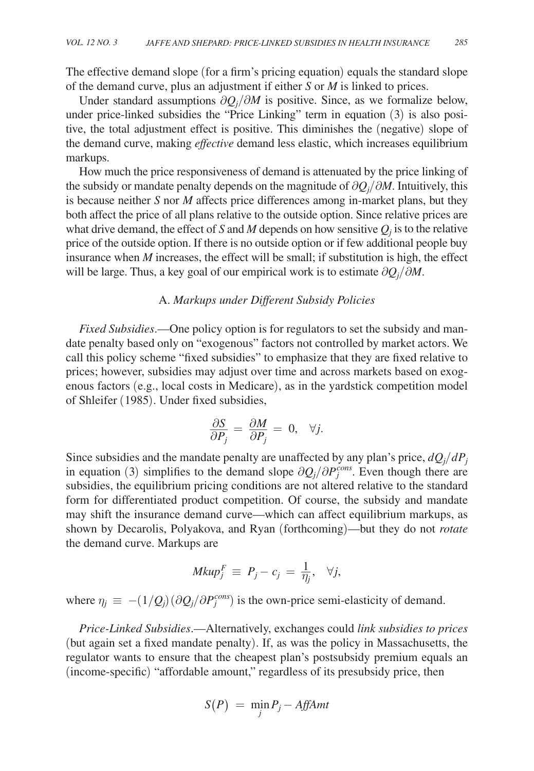The effective demand slope (for a firm's pricing equation) equals the standard slope of the demand curve, plus an adjustment if either $S$ or $M$ is linked to prices.

Under standard assumptions $\partial Q_j / \partial M$ is positive. Since, as we formalize below, under price-linked subsidies the "Price Linking" term in equation (3) is also positive, the total adjustment effect is positive. This diminishes the (negative) slope of the demand curve, making *effective* demand less elastic, which increases equilibrium markups.

How much the price responsiveness of demand is attenuated by the price linking of the subsidy or mandate penalty depends on the magnitude of $\partial Q_j / \partial M$. Intuitively, this is because neither $S$ nor $M$ affects price differences among in-market plans, but they both affect the price of all plans relative to the outside option. Since relative prices are what drive demand, the effect of $S$ and $M$ depends on how sensitive $Q_j$ is to the relative price of the outside option. If there is no outside option or if few additional people buy insurance when $M$ increases, the effect will be small; if substitution is high, the effect will be large. Thus, a key goal of our empirical work is to estimate $\partial Q_j / \partial M$.

### A. *Markups under Different Subsidy Policies*

*Fixed Subsidies*.—One policy option is for regulators to set the subsidy and mandate penalty based only on "exogenous" factors not controlled by market actors. We call this policy scheme "fixed subsidies" to emphasize that they are fixed relative to prices; however, subsidies may adjust over time and across markets based on exogenous factors (e.g., local costs in Medicare), as in the yardstick competition model of Shleifer (1985). Under fixed subsidies,

$$\frac{\partial S}{\partial P_j} = \frac{\partial M}{\partial P_j} = 0, \quad \forall j.$$

Since subsidies and the mandate penalty are unaffected by any plan's price, $dQ_j / dP_j$ in equation (3) simplifies to the demand slope $\partial Q_j / \partial P_j^{cons}$. Even though there are subsidies, the equilibrium pricing conditions are not altered relative to the standard form for differentiated product competition. Of course, the subsidy and mandate may shift the insurance demand curve—which can affect equilibrium markups, as shown by Decarolis, Polyakova, and Ryan (forthcoming)—but they do not *rotate* the demand curve. Markups are

$$Mkup_j^F \equiv P_j - c_j = \frac{1}{\eta_j}, \quad \forall j,$$

where $\eta_j \equiv -(1/Q_j)(\partial Q_j / \partial P_j^{cons})$ is the own-price semi-elasticity of demand.

*Price-Linked Subsidies*.—Alternatively, exchanges could *link subsidies to prices* (but again set a fixed mandate penalty). If, as was the policy in Massachusetts, the regulator wants to ensure that the cheapest plan's postsubsidy premium equals an (income-specific) "affordable amount," regardless of its presubsidy price, then

$$S(P) = \min_j P_j - AffAmt$$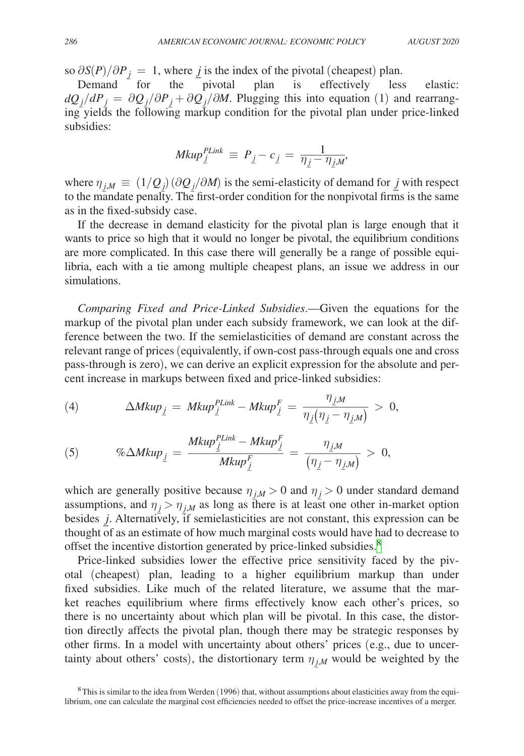so $\partial S(P)/\partial P_{\underline{j}} = 1$, where $\underline{j}$ is the index of the pivotal (cheapest) plan.

Demand for the pivotal plan is effectively less elastic: $dQ_{\underline{j}}/dP_{\underline{j}} = \partial Q_{\underline{j}}/\partial P_{\underline{j}} + \partial Q_{\underline{j}}/\partial M$. Plugging this into equation (1) and rearranging yields the following markup condition for the pivotal plan under price-linked subsidies:

$$Mkup_{\underline{j}}^{PLink} \equiv P_{\underline{j}} - c_{\underline{j}} = \frac{1}{\eta_{\underline{j}} - \eta_{\underline{j},M}},$$

where $\eta_{j,M} \equiv (1/Q_j)(\partial Q_j/\partial M)$ is the semi-elasticity of demand for $\underline{j}$ with respect to the mandate penalty. The first-order condition for the nonpivotal firms is the same as in the fixed-subsidy case.

If the decrease in demand elasticity for the pivotal plan is large enough that it wants to price so high that it would no longer be pivotal, the equilibrium conditions are more complicated. In this case there will generally be a range of possible equilibria, each with a tie among multiple cheapest plans, an issue we address in our simulations.

*Comparing Fixed and Price-Linked Subsidies*.—Given the equations for the markup of the pivotal plan under each subsidy framework, we can look at the difference between the two. If the semielasticities of demand are constant across the relevant range of prices (equivalently, if own-cost pass-through equals one and cross pass-through is zero), we can derive an explicit expression for the absolute and percent increase in markups between fixed and price-linked subsidies:

$$\Delta Mkup_{\underline{j}} = Mkup_{\underline{j}}^{PLink} - Mkup_{\underline{j}}^{F} = \frac{\eta_{\underline{j},M}}{\eta_{\underline{j}}\left(\eta_{\underline{j}} - \eta_{\underline{j},M}\right)} > 0, \tag{4}$$

$$\%\Delta Mkup_{\underline{j}} = \frac{Mkup_{\underline{j}}^{PLink} - Mkup_{\underline{j}}^{F}}{Mkup_{\underline{j}}^{F}} = \frac{\eta_{\underline{j},M}}{\left(\eta_{\underline{j}} - \eta_{\underline{j},M}\right)} > 0, \tag{5}$$

which are generally positive because $\eta_{\underline{j},M} > 0$ and $\eta_{\underline{j}} > 0$ under standard demand assumptions, and $\eta_{\underline{j}} > \eta_{\underline{j},M}$ as long as there is at least one other in-market option besides $\underline{j}$. Alternatively, if semielasticities are not constant, this expression can be thought of as an estimate of how much marginal costs would have had to decrease to offset the incentive distortion generated by price-linked subsidies.[8]

Price-linked subsidies lower the effective price sensitivity faced by the pivotal (cheapest) plan, leading to a higher equilibrium markup than under fixed subsidies. Like much of the related literature, we assume that the market reaches equilibrium where firms effectively know each other's prices, so there is no uncertainty about which plan will be pivotal. In this case, the distortion directly affects the pivotal plan, though there may be strategic responses by other firms. In a model with uncertainty about others' prices (e.g., due to uncertainty about others' costs), the distortionary term $\eta_{\underline{j},M}$ would be weighted by the

[8] This is similar to the idea from Werden (1996) that, without assumptions about elasticities away from the equilibrium, one can calculate the marginal cost efficiencies needed to offset the price-increase incentives of a merger.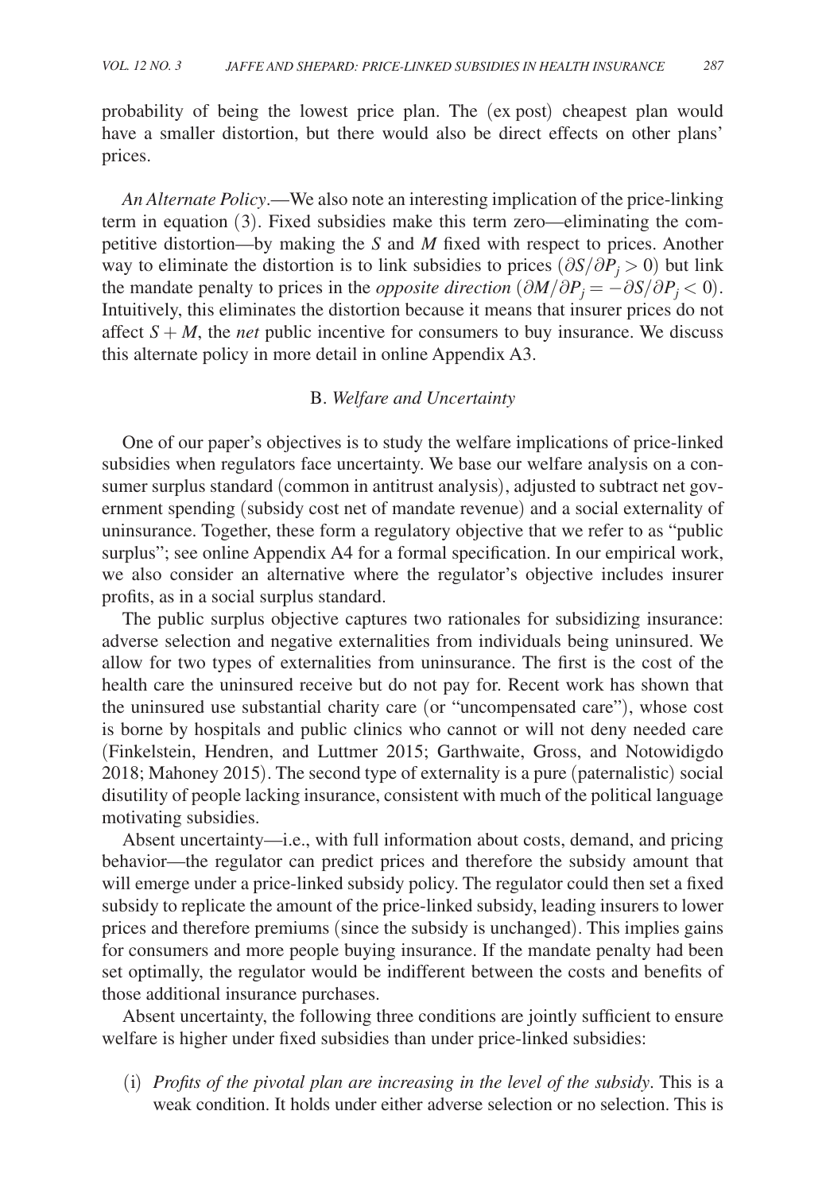probability of being the lowest price plan. The (ex post) cheapest plan would have a smaller distortion, but there would also be direct effects on other plans' prices.

*An Alternate Policy*.—We also note an interesting implication of the price-linking term in equation (3). Fixed subsidies make this term zero—eliminating the competitive distortion—by making the $S$ and $M$ fixed with respect to prices. Another way to eliminate the distortion is to link subsidies to prices ($\partial S/\partial P_j > 0$) but link the mandate penalty to prices in the *opposite direction* ($\partial M/\partial P_j = -\partial S/\partial P_j < 0$). Intuitively, this eliminates the distortion because it means that insurer prices do not affect $S + M$, the *net* public incentive for consumers to buy insurance. We discuss this alternate policy in more detail in online Appendix A3.

### B. *Welfare and Uncertainty*

One of our paper's objectives is to study the welfare implications of price-linked subsidies when regulators face uncertainty. We base our welfare analysis on a consumer surplus standard (common in antitrust analysis), adjusted to subtract net government spending (subsidy cost net of mandate revenue) and a social externality of uninsurance. Together, these form a regulatory objective that we refer to as "public surplus"; see online Appendix A4 for a formal specification. In our empirical work, we also consider an alternative where the regulator's objective includes insurer profits, as in a social surplus standard.

The public surplus objective captures two rationales for subsidizing insurance: adverse selection and negative externalities from individuals being uninsured. We allow for two types of externalities from uninsurance. The first is the cost of the health care the uninsured receive but do not pay for. Recent work has shown that the uninsured use substantial charity care (or "uncompensated care"), whose cost is borne by hospitals and public clinics who cannot or will not deny needed care (Finkelstein, Hendren, and Luttmer 2015; Garthwaite, Gross, and Notowidigdo 2018; Mahoney 2015). The second type of externality is a pure (paternalistic) social disutility of people lacking insurance, consistent with much of the political language motivating subsidies.

Absent uncertainty—i.e., with full information about costs, demand, and pricing behavior—the regulator can predict prices and therefore the subsidy amount that will emerge under a price-linked subsidy policy. The regulator could then set a fixed subsidy to replicate the amount of the price-linked subsidy, leading insurers to lower prices and therefore premiums (since the subsidy is unchanged). This implies gains for consumers and more people buying insurance. If the mandate penalty had been set optimally, the regulator would be indifferent between the costs and benefits of those additional insurance purchases.

Absent uncertainty, the following three conditions are jointly sufficient to ensure welfare is higher under fixed subsidies than under price-linked subsidies:

(i) *Profits of the pivotal plan are increasing in the level of the subsidy*. This is a weak condition. It holds under either adverse selection or no selection. This is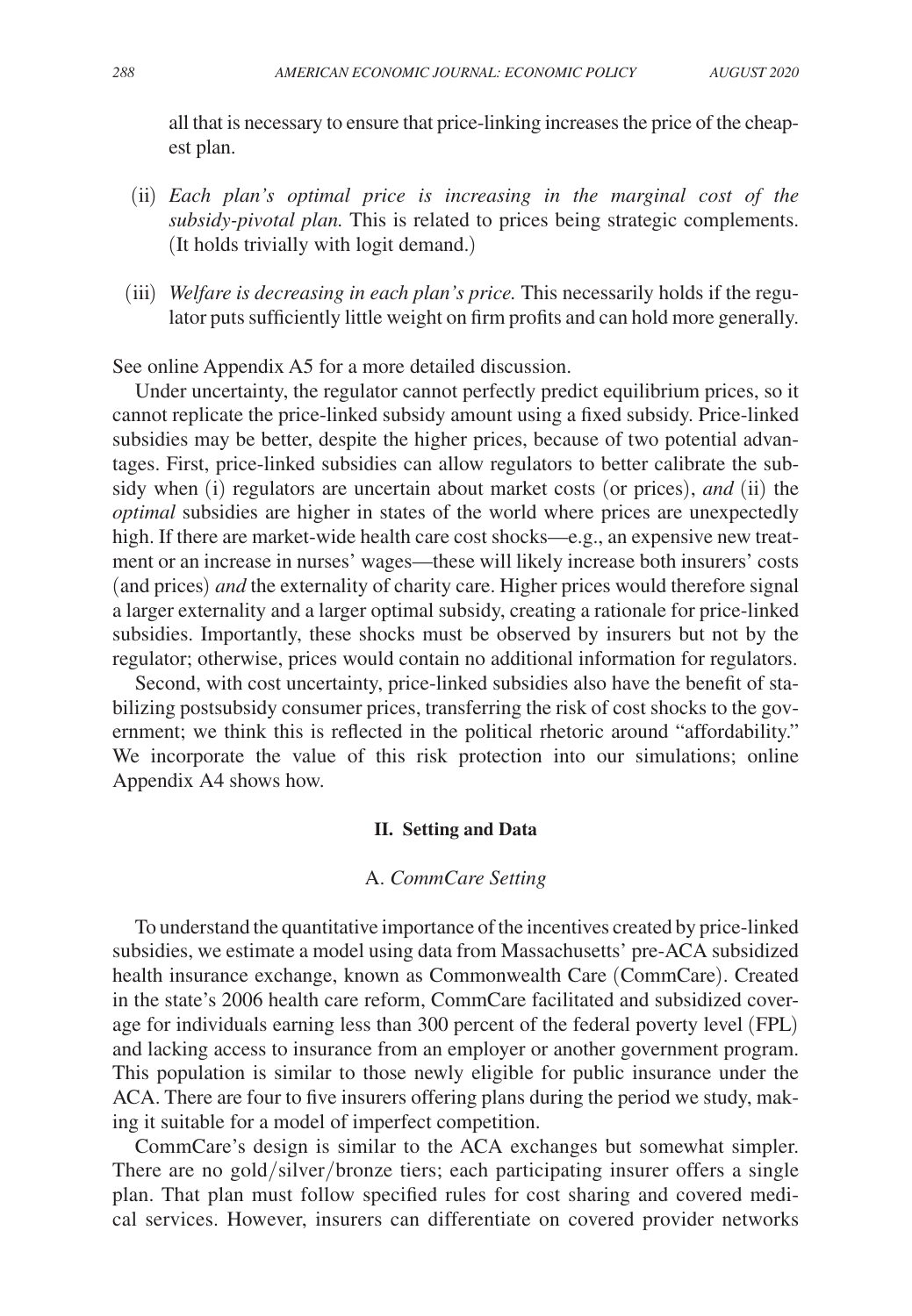all that is necessary to ensure that price-linking increases the price of the cheapest plan.

(ii) *Each plan's optimal price is increasing in the marginal cost of the subsidy-pivotal plan.* This is related to prices being strategic complements. (It holds trivially with logit demand.)

(iii) *Welfare is decreasing in each plan's price.* This necessarily holds if the regulator puts sufficiently little weight on firm profits and can hold more generally.

See online Appendix A5 for a more detailed discussion.

Under uncertainty, the regulator cannot perfectly predict equilibrium prices, so it cannot replicate the price-linked subsidy amount using a fixed subsidy. Price-linked subsidies may be better, despite the higher prices, because of two potential advantages. First, price-linked subsidies can allow regulators to better calibrate the subsidy when (i) regulators are uncertain about market costs (or prices), *and* (ii) the *optimal* subsidies are higher in states of the world where prices are unexpectedly high. If there are market-wide health care cost shocks—e.g., an expensive new treatment or an increase in nurses' wages—these will likely increase both insurers' costs (and prices) *and* the externality of charity care. Higher prices would therefore signal a larger externality and a larger optimal subsidy, creating a rationale for price-linked subsidies. Importantly, these shocks must be observed by insurers but not by the regulator; otherwise, prices would contain no additional information for regulators.

Second, with cost uncertainty, price-linked subsidies also have the benefit of stabilizing postsubsidy consumer prices, transferring the risk of cost shocks to the government; we think this is reflected in the political rhetoric around "affordability." We incorporate the value of this risk protection into our simulations; online Appendix A4 shows how.

## II. Setting and Data

### A. *CommCare Setting*

To understand the quantitative importance of the incentives created by price-linked subsidies, we estimate a model using data from Massachusetts' pre-ACA subsidized health insurance exchange, known as Commonwealth Care (CommCare). Created in the state's 2006 health care reform, CommCare facilitated and subsidized coverage for individuals earning less than 300 percent of the federal poverty level (FPL) and lacking access to insurance from an employer or another government program. This population is similar to those newly eligible for public insurance under the ACA. There are four to five insurers offering plans during the period we study, making it suitable for a model of imperfect competition.

CommCare's design is similar to the ACA exchanges but somewhat simpler. There are no gold/silver/bronze tiers; each participating insurer offers a single plan. That plan must follow specified rules for cost sharing and covered medical services. However, insurers can differentiate on covered provider networks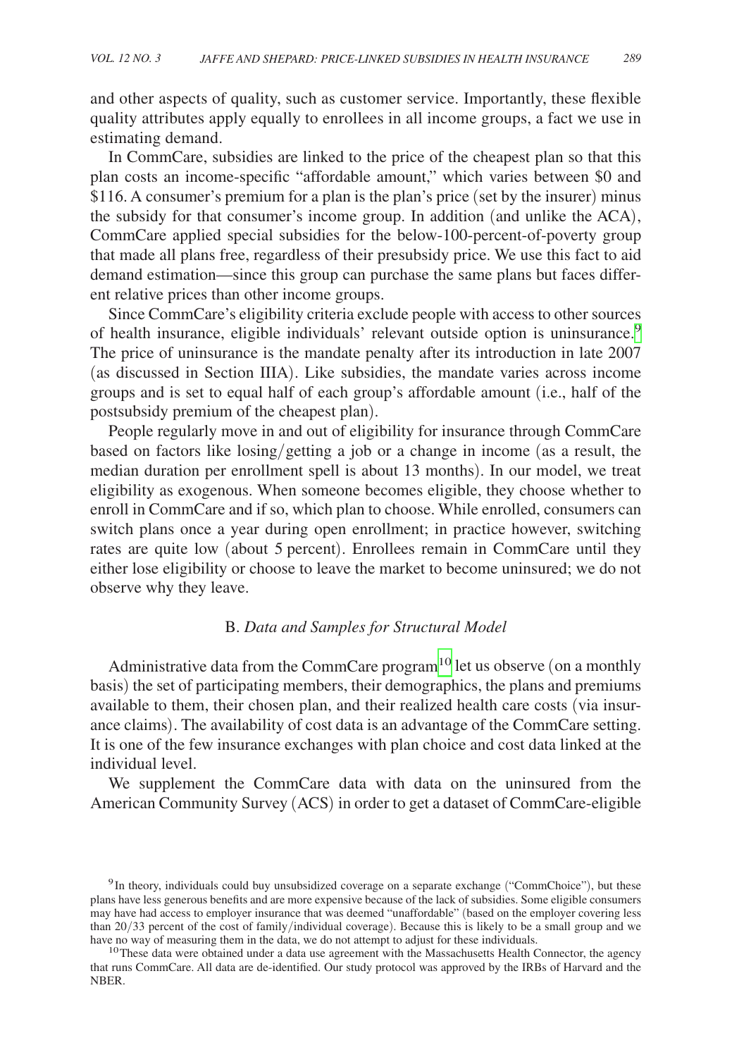and other aspects of quality, such as customer service. Importantly, these flexible quality attributes apply equally to enrollees in all income groups, a fact we use in estimating demand.

In CommCare, subsidies are linked to the price of the cheapest plan so that this plan costs an income-specific "affordable amount," which varies between \$0 and \$116. A consumer's premium for a plan is the plan's price (set by the insurer) minus the subsidy for that consumer's income group. In addition (and unlike the ACA), CommCare applied special subsidies for the below-100-percent-of-poverty group that made all plans free, regardless of their presubsidy price. We use this fact to aid demand estimation—since this group can purchase the same plans but faces different relative prices than other income groups.

Since CommCare's eligibility criteria exclude people with access to other sources of health insurance, eligible individuals' relevant outside option is uninsurance.[9] The price of uninsurance is the mandate penalty after its introduction in late 2007 (as discussed in Section IIIA). Like subsidies, the mandate varies across income groups and is set to equal half of each group's affordable amount (i.e., half of the postsubsidy premium of the cheapest plan).

People regularly move in and out of eligibility for insurance through CommCare based on factors like losing/getting a job or a change in income (as a result, the median duration per enrollment spell is about 13 months). In our model, we treat eligibility as exogenous. When someone becomes eligible, they choose whether to enroll in CommCare and if so, which plan to choose. While enrolled, consumers can switch plans once a year during open enrollment; in practice however, switching rates are quite low (about 5 percent). Enrollees remain in CommCare until they either lose eligibility or choose to leave the market to become uninsured; we do not observe why they leave.

### B. *Data and Samples for Structural Model*

Administrative data from the CommCare program[10] let us observe (on a monthly basis) the set of participating members, their demographics, the plans and premiums available to them, their chosen plan, and their realized health care costs (via insurance claims). The availability of cost data is an advantage of the CommCare setting. It is one of the few insurance exchanges with plan choice and cost data linked at the individual level.

We supplement the CommCare data with data on the uninsured from the American Community Survey (ACS) in order to get a dataset of CommCare-eligible

[9] In theory, individuals could buy unsubsidized coverage on a separate exchange ("CommChoice"), but these plans have less generous benefits and are more expensive because of the lack of subsidies. Some eligible consumers may have had access to employer insurance that was deemed "unaffordable" (based on the employer covering less than 20/33 percent of the cost of family/individual coverage). Because this is likely to be a small group and we have no way of measuring them in the data, we do not attempt to adjust for these individuals.

[10] These data were obtained under a data use agreement with the Massachusetts Health Connector, the agency that runs CommCare. All data are de-identified. Our study protocol was approved by the IRBs of Harvard and the NBER.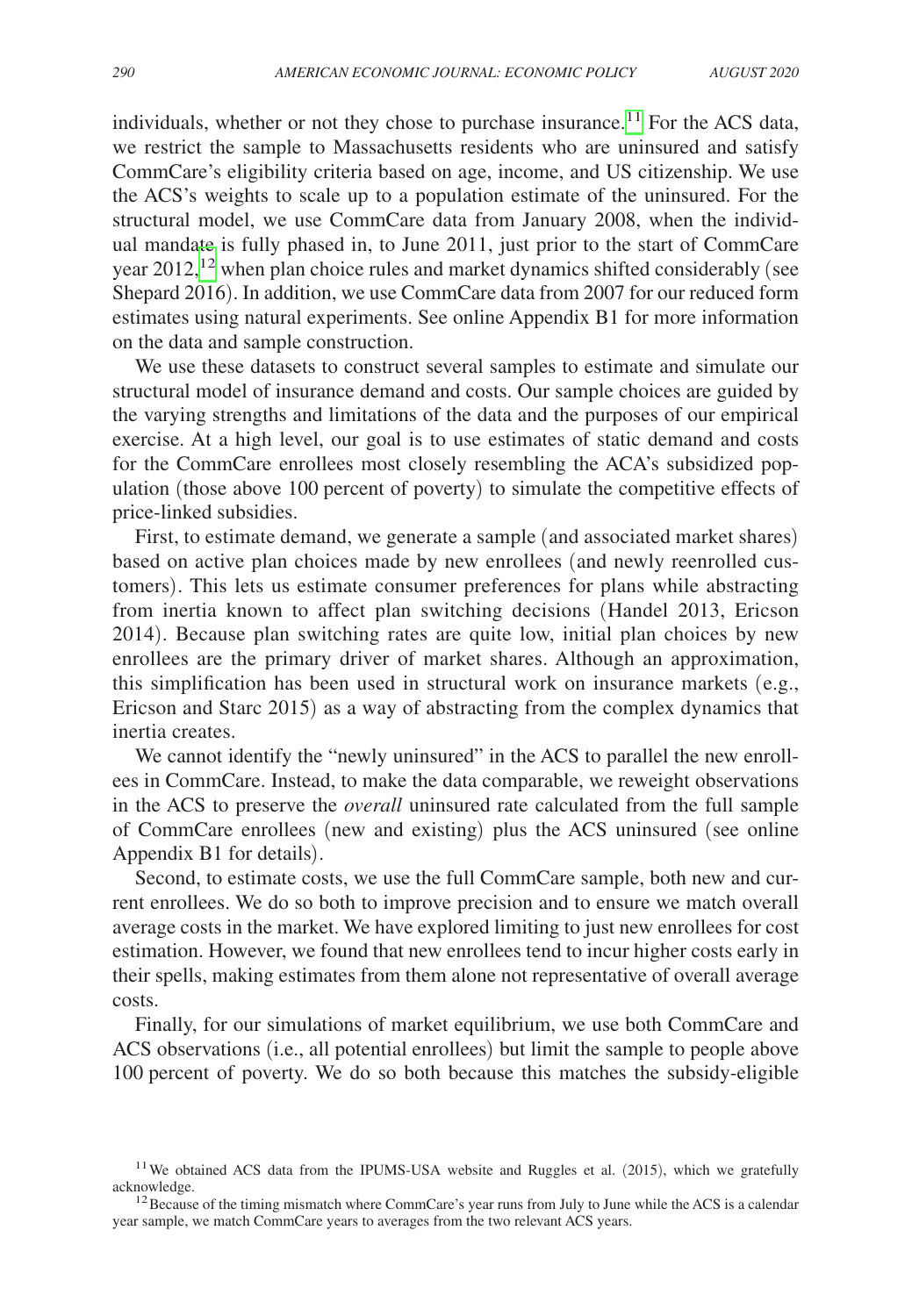individuals, whether or not they chose to purchase insurance.[11] For the ACS data, we restrict the sample to Massachusetts residents who are uninsured and satisfy CommCare's eligibility criteria based on age, income, and US citizenship. We use the ACS's weights to scale up to a population estimate of the uninsured. For the structural model, we use CommCare data from January 2008, when the individual mandate is fully phased in, to June 2011, just prior to the start of CommCare year 2012,[12] when plan choice rules and market dynamics shifted considerably (see Shepard 2016). In addition, we use CommCare data from 2007 for our reduced form estimates using natural experiments. See online Appendix B1 for more information on the data and sample construction.

We use these datasets to construct several samples to estimate and simulate our structural model of insurance demand and costs. Our sample choices are guided by the varying strengths and limitations of the data and the purposes of our empirical exercise. At a high level, our goal is to use estimates of static demand and costs for the CommCare enrollees most closely resembling the ACA's subsidized population (those above 100 percent of poverty) to simulate the competitive effects of price-linked subsidies.

First, to estimate demand, we generate a sample (and associated market shares) based on active plan choices made by new enrollees (and newly reenrolled customers). This lets us estimate consumer preferences for plans while abstracting from inertia known to affect plan switching decisions (Handel 2013, Ericson 2014). Because plan switching rates are quite low, initial plan choices by new enrollees are the primary driver of market shares. Although an approximation, this simplification has been used in structural work on insurance markets (e.g., Ericson and Starc 2015) as a way of abstracting from the complex dynamics that inertia creates.

We cannot identify the "newly uninsured" in the ACS to parallel the new enrollees in CommCare. Instead, to make the data comparable, we reweight observations in the ACS to preserve the *overall* uninsured rate calculated from the full sample of CommCare enrollees (new and existing) plus the ACS uninsured (see online Appendix B1 for details).

Second, to estimate costs, we use the full CommCare sample, both new and current enrollees. We do so both to improve precision and to ensure we match overall average costs in the market. We have explored limiting to just new enrollees for cost estimation. However, we found that new enrollees tend to incur higher costs early in their spells, making estimates from them alone not representative of overall average costs.

Finally, for our simulations of market equilibrium, we use both CommCare and ACS observations (i.e., all potential enrollees) but limit the sample to people above 100 percent of poverty. We do so both because this matches the subsidy-eligible

[11] We obtained ACS data from the IPUMS-USA website and Ruggles et al. (2015), which we gratefully acknowledge.

[12] Because of the timing mismatch where CommCare's year runs from July to June while the ACS is a calendar year sample, we match CommCare years to averages from the two relevant ACS years.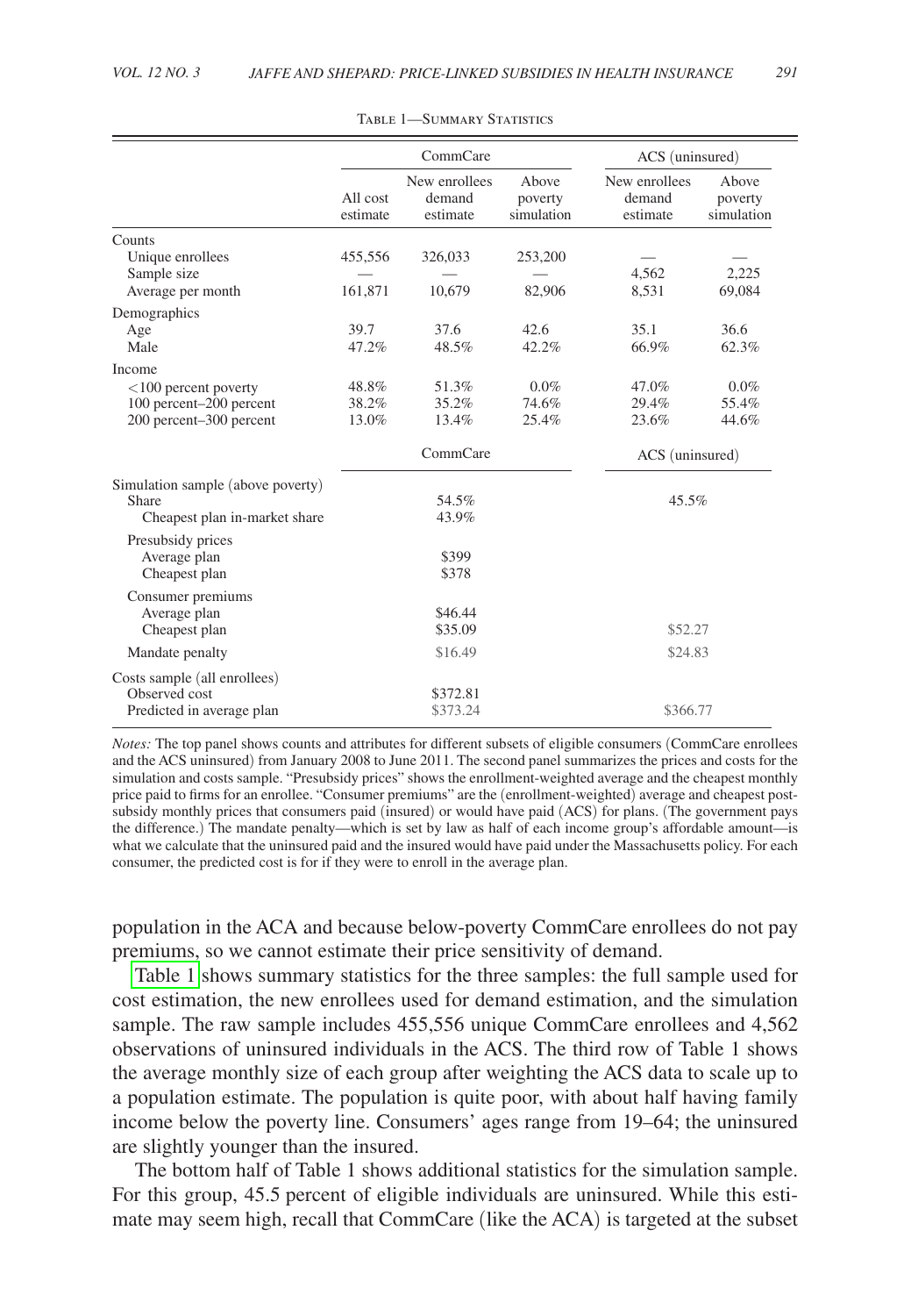Table 1—Summary Statistics

| | CommCare | | | ACS (uninsured) | |
|---|---|---|---|---|---|
| | All cost estimate | New enrollees demand estimate | Above poverty simulation | New enrollees demand estimate | Above poverty simulation |
| Counts | | | | | |
| Unique enrollees | 455,556 | 326,033 | 253,200 | — | — |
| Sample size | — | — | — | 4,562 | 2,225 |
| Average per month | 161,871 | 10,679 | 82,906 | 8,531 | 69,084 |
| Demographics | | | | | |
| Age | 39.7 | 37.6 | 42.6 | 35.1 | 36.6 |
| Male | 47.2% | 48.5% | 42.2% | 66.9% | 62.3% |
| Income | | | | | |
| <100 percent poverty | 48.8% | 51.3% | 0.0% | 47.0% | 0.0% |
| 100 percent–200 percent | 38.2% | 35.2% | 74.6% | 29.4% | 55.4% |
| 200 percent–300 percent | 13.0% | 13.4% | 25.4% | 23.6% | 44.6% |
| | | CommCare | | ACS (uninsured) | |
| Simulation sample (above poverty) | | | | | |
| Share | | 54.5% | | 45.5% | |
| Cheapest plan in-market share | | 43.9% | | | |
| Presubsidy prices | | | | | |
| Average plan | | $399 | | | |
| Cheapest plan | | $378 | | | |
| Consumer premiums | | | | | |
| Average plan | | $46.44 | | | |
| Cheapest plan | | $35.09 | | $52.27 | |
| Mandate penalty | | $16.49 | | $24.83 | |
| Costs sample (all enrollees) | | | | | |
| Observed cost | | $372.81 | | | |
| Predicted in average plan | | $373.24 | | $366.77 | |

*Notes:* The top panel shows counts and attributes for different subsets of eligible consumers (CommCare enrollees and the ACS uninsured) from January 2008 to June 2011. The second panel summarizes the prices and costs for the simulation and costs sample. "Presubsidy prices" shows the enrollment-weighted average and the cheapest monthly price paid to firms for an enrollee. "Consumer premiums" are the (enrollment-weighted) average and cheapest post-subsidy monthly prices that consumers paid (insured) or would have paid (ACS) for plans. (The government pays the difference.) The mandate penalty—which is set by law as half of each income group's affordable amount—is what we calculate that the uninsured paid and the insured would have paid under the Massachusetts policy. For each consumer, the predicted cost is for if they were to enroll in the average plan.

population in the ACA and because below-poverty CommCare enrollees do not pay premiums, so we cannot estimate their price sensitivity of demand.

Table 1 shows summary statistics for the three samples: the full sample used for cost estimation, the new enrollees used for demand estimation, and the simulation sample. The raw sample includes 455,556 unique CommCare enrollees and 4,562 observations of uninsured individuals in the ACS. The third row of Table 1 shows the average monthly size of each group after weighting the ACS data to scale up to a population estimate. The population is quite poor, with about half having family income below the poverty line. Consumers' ages range from 19–64; the uninsured are slightly younger than the insured.

The bottom half of Table 1 shows additional statistics for the simulation sample. For this group, 45.5 percent of eligible individuals are uninsured. While this estimate may seem high, recall that CommCare (like the ACA) is targeted at the subset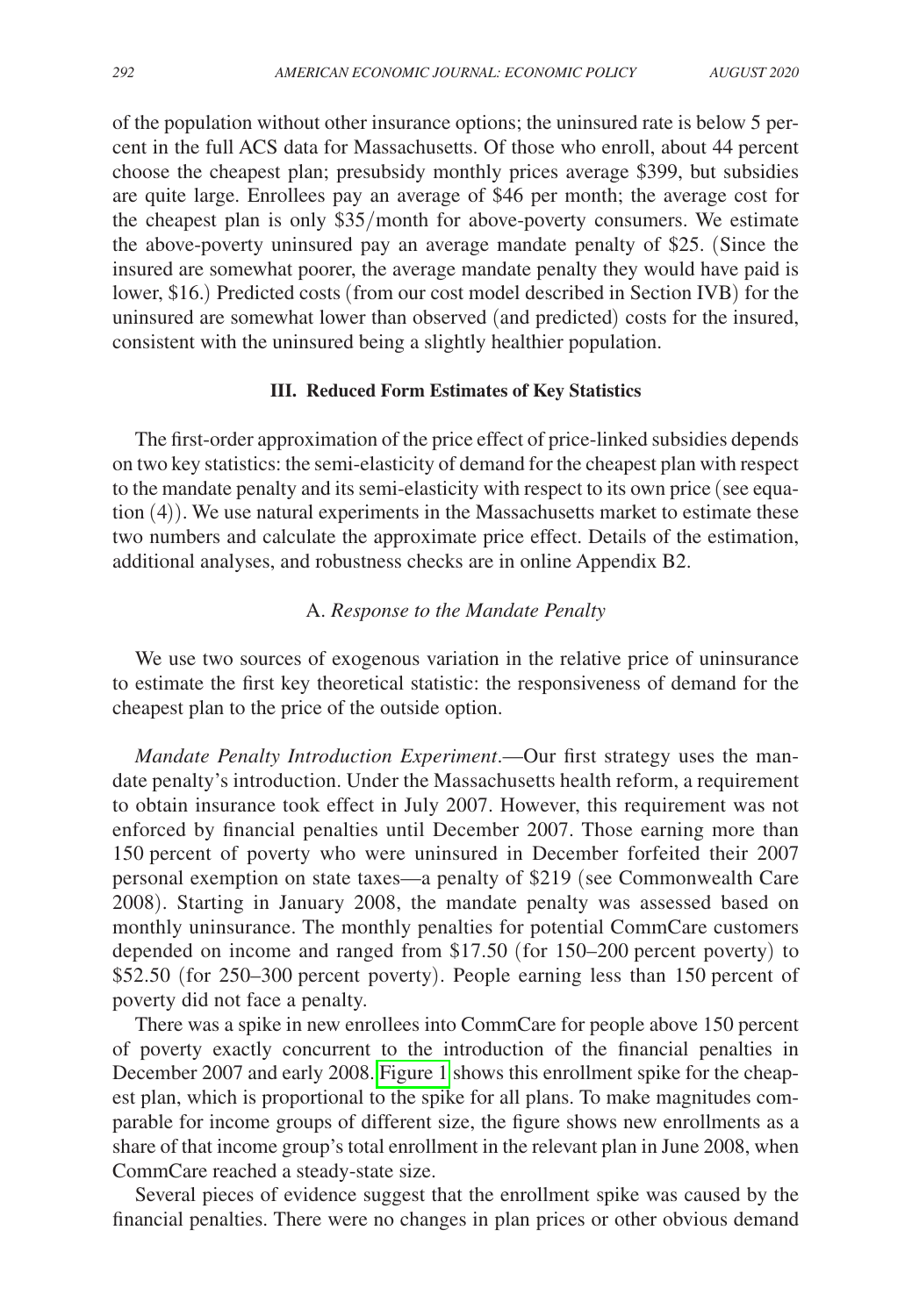of the population without other insurance options; the uninsured rate is below 5 percent in the full ACS data for Massachusetts. Of those who enroll, about 44 percent choose the cheapest plan; presubsidy monthly prices average \$399, but subsidies are quite large. Enrollees pay an average of \$46 per month; the average cost for the cheapest plan is only \$35/month for above-poverty consumers. We estimate the above-poverty uninsured pay an average mandate penalty of \$25. (Since the insured are somewhat poorer, the average mandate penalty they would have paid is lower, \$16.) Predicted costs (from our cost model described in Section IVB) for the uninsured are somewhat lower than observed (and predicted) costs for the insured, consistent with the uninsured being a slightly healthier population.

## III. Reduced Form Estimates of Key Statistics

The first-order approximation of the price effect of price-linked subsidies depends on two key statistics: the semi-elasticity of demand for the cheapest plan with respect to the mandate penalty and its semi-elasticity with respect to its own price (see equation (4)). We use natural experiments in the Massachusetts market to estimate these two numbers and calculate the approximate price effect. Details of the estimation, additional analyses, and robustness checks are in online Appendix B2.

### A. *Response to the Mandate Penalty*

We use two sources of exogenous variation in the relative price of uninsurance to estimate the first key theoretical statistic: the responsiveness of demand for the cheapest plan to the price of the outside option.

*Mandate Penalty Introduction Experiment*.—Our first strategy uses the mandate penalty's introduction. Under the Massachusetts health reform, a requirement to obtain insurance took effect in July 2007. However, this requirement was not enforced by financial penalties until December 2007. Those earning more than 150 percent of poverty who were uninsured in December forfeited their 2007 personal exemption on state taxes—a penalty of \$219 (see Commonwealth Care 2008). Starting in January 2008, the mandate penalty was assessed based on monthly uninsurance. The monthly penalties for potential CommCare customers depended on income and ranged from \$17.50 (for 150–200 percent poverty) to \$52.50 (for 250–300 percent poverty). People earning less than 150 percent of poverty did not face a penalty.

There was a spike in new enrollees into CommCare for people above 150 percent of poverty exactly concurrent to the introduction of the financial penalties in December 2007 and early 2008. Figure 1 shows this enrollment spike for the cheapest plan, which is proportional to the spike for all plans. To make magnitudes comparable for income groups of different size, the figure shows new enrollments as a share of that income group's total enrollment in the relevant plan in June 2008, when CommCare reached a steady-state size.

Several pieces of evidence suggest that the enrollment spike was caused by the financial penalties. There were no changes in plan prices or other obvious demand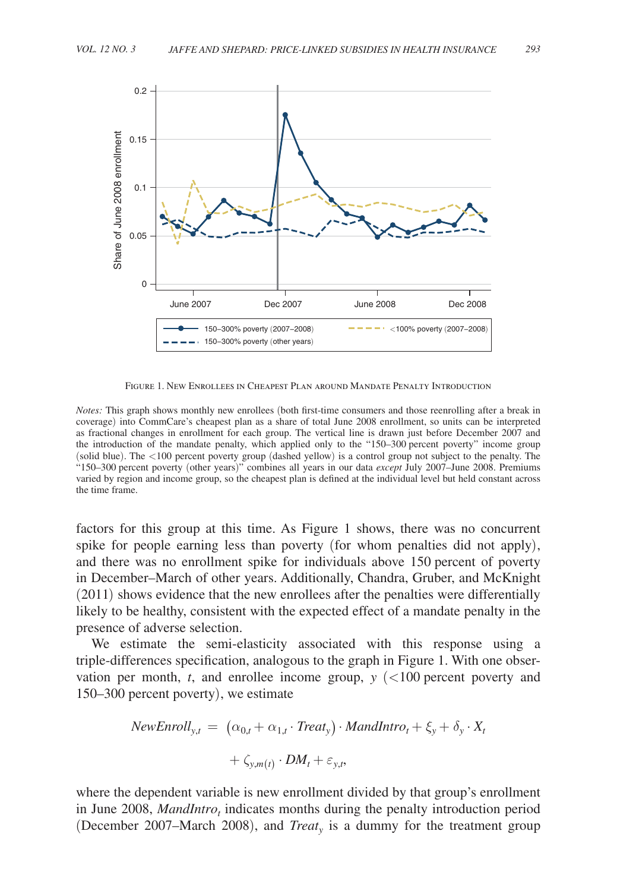Figure 1. New Enrollees in Cheapest Plan around Mandate Penalty Introduction

*Notes:* This graph shows monthly new enrollees (both first-time consumers and those reenrolling after a break in coverage) into CommCare's cheapest plan as a share of total June 2008 enrollment, so units can be interpreted as fractional changes in enrollment for each group. The vertical line is drawn just before December 2007 and the introduction of the mandate penalty, which applied only to the "150–300 percent poverty" income group (solid blue). The <100 percent poverty group (dashed yellow) is a control group not subject to the penalty. The "150–300 percent poverty (other years)" combines all years in our data *except* July 2007–June 2008. Premiums varied by region and income group, so the cheapest plan is defined at the individual level but held constant across the time frame.

factors for this group at this time. As Figure 1 shows, there was no concurrent spike for people earning less than poverty (for whom penalties did not apply), and there was no enrollment spike for individuals above 150 percent of poverty in December–March of other years. Additionally, Chandra, Gruber, and McKnight (2011) shows evidence that the new enrollees after the penalties were differentially likely to be healthy, consistent with the expected effect of a mandate penalty in the presence of adverse selection.

We estimate the semi-elasticity associated with this response using a triple-differences specification, analogous to the graph in Figure 1. With one observation per month, $t$, and enrollee income group, $y$ (<100 percent poverty and 150–300 percent poverty), we estimate

$$NewEnroll_{y,t} = \left(\alpha_{0,t} + \alpha_{1,t} \cdot Treat_y\right) \cdot MandIntro_t + \xi_y + \delta_y \cdot X_t$$

$$+ \zeta_{y,m(t)} \cdot DM_t + \varepsilon_{y,t},$$

where the dependent variable is new enrollment divided by that group's enrollment in June 2008, $MandIntro_t$ indicates months during the penalty introduction period (December 2007–March 2008), and $Treat_y$ is a dummy for the treatment group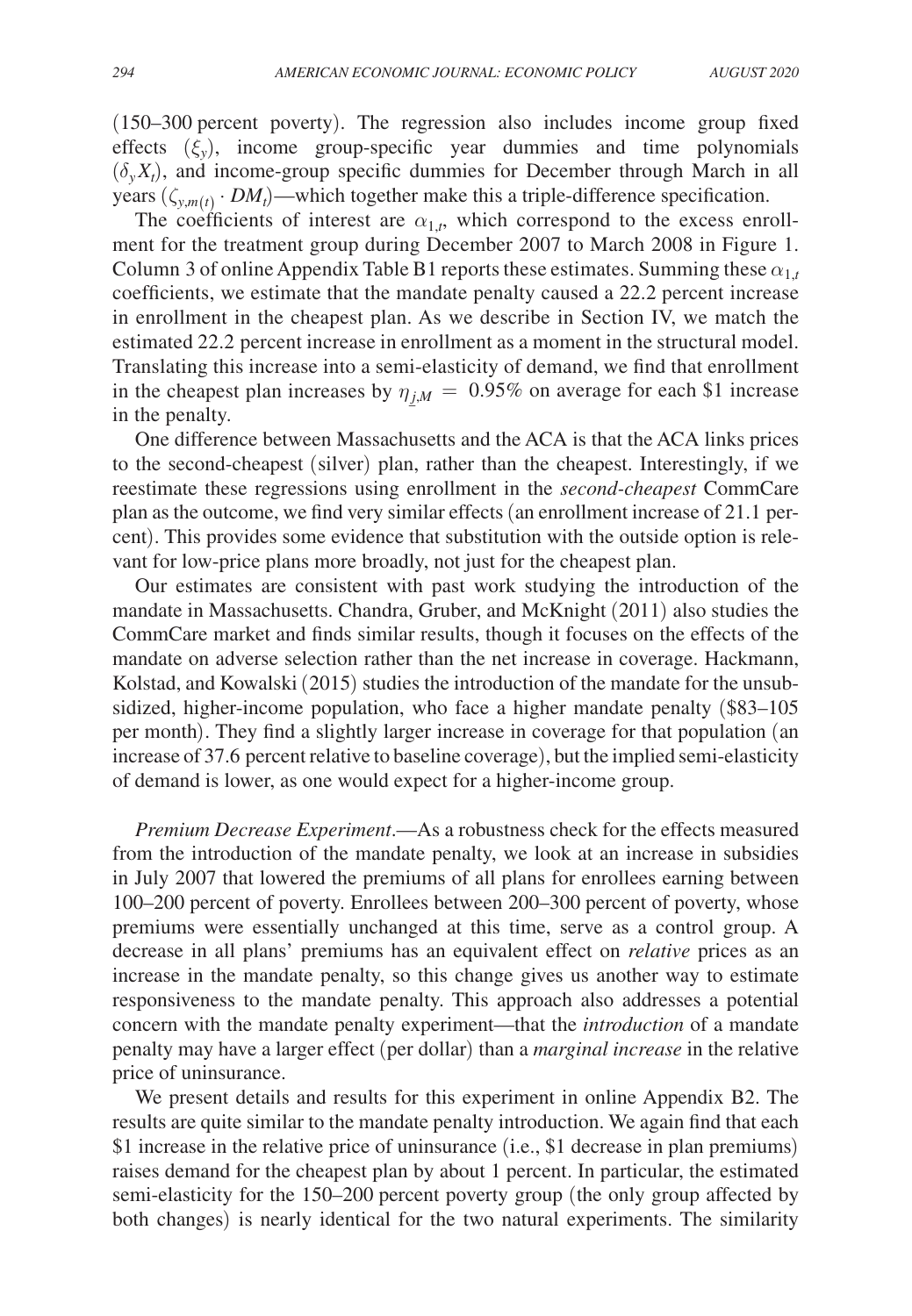(150–300 percent poverty). The regression also includes income group fixed effects ($\xi_y$), income group-specific year dummies and time polynomials ($\delta_y X_t$), and income-group specific dummies for December through March in all years ($\zeta_{y,m(t)} \cdot DM_t$)—which together make this a triple-difference specification.

The coefficients of interest are $\alpha_{1,t}$, which correspond to the excess enrollment for the treatment group during December 2007 to March 2008 in Figure 1. Column 3 of online Appendix Table B1 reports these estimates. Summing these $\alpha_{1,t}$ coefficients, we estimate that the mandate penalty caused a 22.2 percent increase in enrollment in the cheapest plan. As we describe in Section IV, we match the estimated 22.2 percent increase in enrollment as a moment in the structural model. Translating this increase into a semi-elasticity of demand, we find that enrollment in the cheapest plan increases by $\eta_{\underline{j},M} = 0.95\%$ on average for each \$1 increase in the penalty.

One difference between Massachusetts and the ACA is that the ACA links prices to the second-cheapest (silver) plan, rather than the cheapest. Interestingly, if we reestimate these regressions using enrollment in the *second-cheapest* CommCare plan as the outcome, we find very similar effects (an enrollment increase of 21.1 percent). This provides some evidence that substitution with the outside option is relevant for low-price plans more broadly, not just for the cheapest plan.

Our estimates are consistent with past work studying the introduction of the mandate in Massachusetts. Chandra, Gruber, and McKnight (2011) also studies the CommCare market and finds similar results, though it focuses on the effects of the mandate on adverse selection rather than the net increase in coverage. Hackmann, Kolstad, and Kowalski (2015) studies the introduction of the mandate for the unsubsidized, higher-income population, who face a higher mandate penalty (\$83–105 per month). They find a slightly larger increase in coverage for that population (an increase of 37.6 percent relative to baseline coverage), but the implied semi-elasticity of demand is lower, as one would expect for a higher-income group.

*Premium Decrease Experiment*.—As a robustness check for the effects measured from the introduction of the mandate penalty, we look at an increase in subsidies in July 2007 that lowered the premiums of all plans for enrollees earning between 100–200 percent of poverty. Enrollees between 200–300 percent of poverty, whose premiums were essentially unchanged at this time, serve as a control group. A decrease in all plans' premiums has an equivalent effect on *relative* prices as an increase in the mandate penalty, so this change gives us another way to estimate responsiveness to the mandate penalty. This approach also addresses a potential concern with the mandate penalty experiment—that the *introduction* of a mandate penalty may have a larger effect (per dollar) than a *marginal increase* in the relative price of uninsurance.

We present details and results for this experiment in online Appendix B2. The results are quite similar to the mandate penalty introduction. We again find that each \$1 increase in the relative price of uninsurance (i.e., \$1 decrease in plan premiums) raises demand for the cheapest plan by about 1 percent. In particular, the estimated semi-elasticity for the 150–200 percent poverty group (the only group affected by both changes) is nearly identical for the two natural experiments. The similarity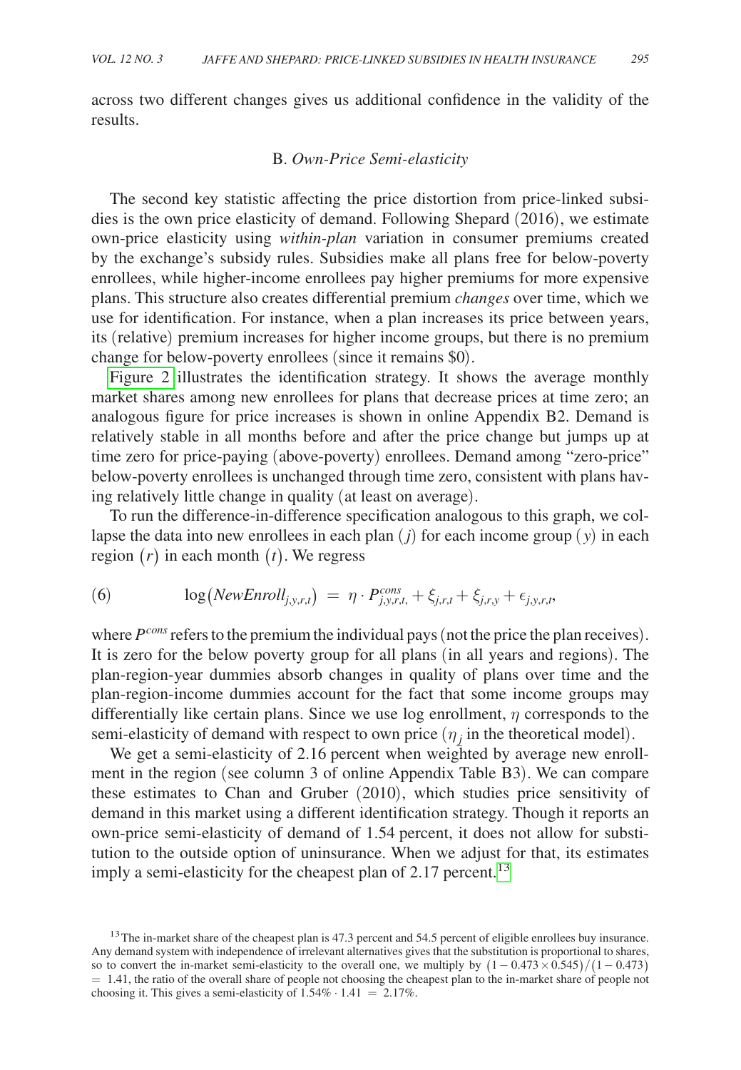across two different changes gives us additional confidence in the validity of the results.

### B. *Own-Price Semi-elasticity*

The second key statistic affecting the price distortion from price-linked subsidies is the own price elasticity of demand. Following Shepard (2016), we estimate own-price elasticity using *within-plan* variation in consumer premiums created by the exchange's subsidy rules. Subsidies make all plans free for below-poverty enrollees, while higher-income enrollees pay higher premiums for more expensive plans. This structure also creates differential premium *changes* over time, which we use for identification. For instance, when a plan increases its price between years, its (relative) premium increases for higher income groups, but there is no premium change for below-poverty enrollees (since it remains \$0).

Figure 2 illustrates the identification strategy. It shows the average monthly market shares among new enrollees for plans that decrease prices at time zero; an analogous figure for price increases is shown in online Appendix B2. Demand is relatively stable in all months before and after the price change but jumps up at time zero for price-paying (above-poverty) enrollees. Demand among "zero-price" below-poverty enrollees is unchanged through time zero, consistent with plans having relatively little change in quality (at least on average).

To run the difference-in-difference specification analogous to this graph, we collapse the data into new enrollees in each plan $(j)$ for each income group $(y)$ in each region $(r)$ in each month $(t)$. We regress

$$\log(NewEnroll_{j,y,r,t}) = \eta \cdot P^{cons}_{j,y,r,t,} + \xi_{j,r,t} + \xi_{j,r,y} + \epsilon_{j,y,r,t}, \tag{6}$$

where $P^{cons}$ refers to the premium the individual pays (not the price the plan receives). It is zero for the below poverty group for all plans (in all years and regions). The plan-region-year dummies absorb changes in quality of plans over time and the plan-region-income dummies account for the fact that some income groups may differentially like certain plans. Since we use log enrollment, $\eta$ corresponds to the semi-elasticity of demand with respect to own price ($\eta_{\underline{j}}$ in the theoretical model).

We get a semi-elasticity of 2.16 percent when weighted by average new enrollment in the region (see column 3 of online Appendix Table B3). We can compare these estimates to Chan and Gruber (2010), which studies price sensitivity of demand in this market using a different identification strategy. Though it reports an own-price semi-elasticity of demand of 1.54 percent, it does not allow for substitution to the outside option of uninsurance. When we adjust for that, its estimates imply a semi-elasticity for the cheapest plan of 2.17 percent.[13]

[13] The in-market share of the cheapest plan is 47.3 percent and 54.5 percent of eligible enrollees buy insurance. Any demand system with independence of irrelevant alternatives gives that the substitution is proportional to shares, so to convert the in-market semi-elasticity to the overall one, we multiply by $(1 - 0.473 \times 0.545)/(1 - 0.473) = 1.41$, the ratio of the overall share of people not choosing the cheapest plan to the in-market share of people not choosing it. This gives a semi-elasticity of $1.54\% \cdot 1.41 = 2.17\%$.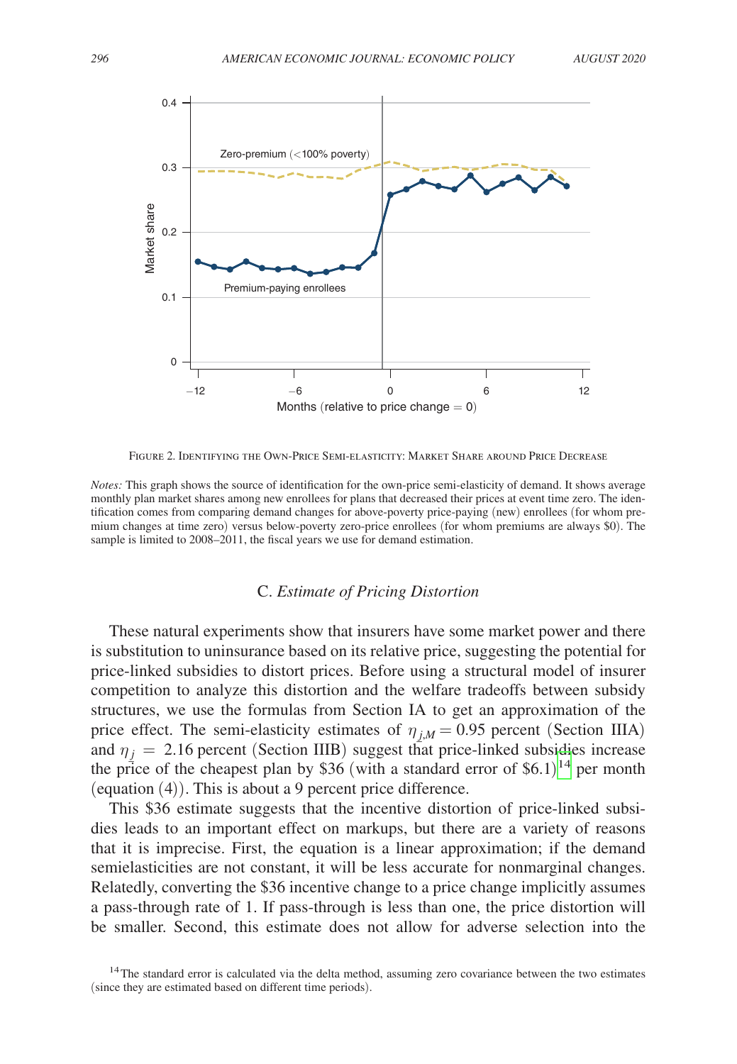FIGURE 2. IDENTIFYING THE OWN-PRICE SEMI-ELASTICITY: MARKET SHARE AROUND PRICE DECREASE

*Notes:* This graph shows the source of identification for the own-price semi-elasticity of demand. It shows average monthly plan market shares among new enrollees for plans that decreased their prices at event time zero. The identification comes from comparing demand changes for above-poverty price-paying (new) enrollees (for whom premium changes at time zero) versus below-poverty zero-price enrollees (for whom premiums are always $0). The sample is limited to 2008–2011, the fiscal years we use for demand estimation.

### C. *Estimate of Pricing Distortion*

These natural experiments show that insurers have some market power and there is substitution to uninsurance based on its relative price, suggesting the potential for price-linked subsidies to distort prices. Before using a structural model of insurer competition to analyze this distortion and the welfare tradeoffs between subsidy structures, we use the formulas from Section IA to get an approximation of the price effect. The semi-elasticity estimates of $\eta_{j,M} = 0.95$ percent (Section IIIA) and $\eta_j = 2.16$ percent (Section IIIB) suggest that price-linked subsidies increase the price of the cheapest plan by $36 (with a standard error of $6.1)[14] per month (equation (4)). This is about a 9 percent price difference.

This $36 estimate suggests that the incentive distortion of price-linked subsidies leads to an important effect on markups, but there are a variety of reasons that it is imprecise. First, the equation is a linear approximation; if the demand semielasticities are not constant, it will be less accurate for nonmarginal changes. Relatedly, converting the $36 incentive change to a price change implicitly assumes a pass-through rate of 1. If pass-through is less than one, the price distortion will be smaller. Second, this estimate does not allow for adverse selection into the

[14] The standard error is calculated via the delta method, assuming zero covariance between the two estimates (since they are estimated based on different time periods).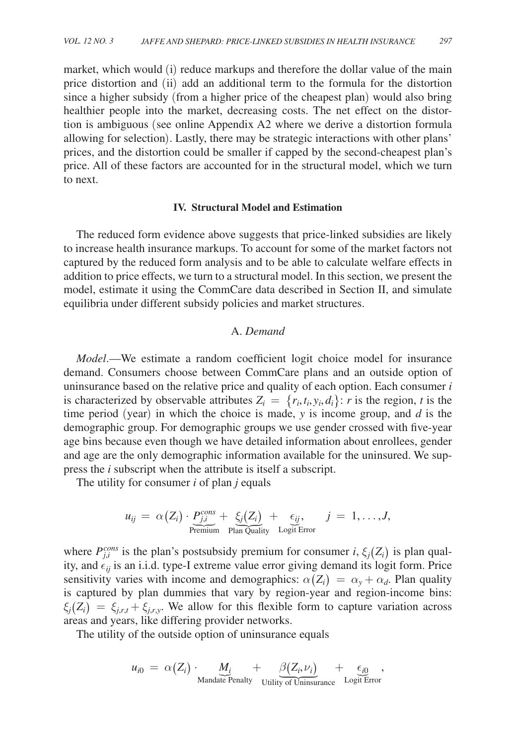market, which would (i) reduce markups and therefore the dollar value of the main price distortion and (ii) add an additional term to the formula for the distortion since a higher subsidy (from a higher price of the cheapest plan) would also bring healthier people into the market, decreasing costs. The net effect on the distortion is ambiguous (see online Appendix A2 where we derive a distortion formula allowing for selection). Lastly, there may be strategic interactions with other plans' prices, and the distortion could be smaller if capped by the second-cheapest plan's price. All of these factors are accounted for in the structural model, which we turn to next.

## IV. Structural Model and Estimation

The reduced form evidence above suggests that price-linked subsidies are likely to increase health insurance markups. To account for some of the market factors not captured by the reduced form analysis and to be able to calculate welfare effects in addition to price effects, we turn to a structural model. In this section, we present the model, estimate it using the CommCare data described in Section II, and simulate equilibria under different subsidy policies and market structures.

### A. *Demand*

*Model*.—We estimate a random coefficient logit choice model for insurance demand. Consumers choose between CommCare plans and an outside option of uninsurance based on the relative price and quality of each option. Each consumer $i$ is characterized by observable attributes $Z_i = \{r_i, t_i, y_i, d_i\}$: $r$ is the region, $t$ is the time period (year) in which the choice is made, $y$ is income group, and $d$ is the demographic group. For demographic groups we use gender crossed with five-year age bins because even though we have detailed information about enrollees, gender and age are the only demographic information available for the uninsured. We suppress the $i$ subscript when the attribute is itself a subscript.

The utility for consumer $i$ of plan $j$ equals

$$u_{ij} = \alpha(Z_i) \cdot \underbrace{P_{j,i}^{cons}}_{\text{Premium}} + \underbrace{\xi_j(Z_i)}_{\text{Plan Quality}} + \underbrace{\epsilon_{ij}}_{\text{Logit Error}}, \qquad j = 1, \dots, J,$$

where $P_{j,i}^{cons}$ is the plan's postsubsidy premium for consumer $i$, $\xi_j(Z_i)$ is plan quality, and $\epsilon_{ij}$ is an i.i.d. type-I extreme value error giving demand its logit form. Price sensitivity varies with income and demographics: $\alpha(Z_i) = \alpha_y + \alpha_d$. Plan quality is captured by plan dummies that vary by region-year and region-income bins: $\xi_j(Z_i) = \xi_{j,r,t} + \xi_{j,r,y}$. We allow for this flexible form to capture variation across areas and years, like differing provider networks.

The utility of the outside option of uninsurance equals

$$u_{i0} = \alpha(Z_i) \cdot \underbrace{M_i}_{\text{Mandate Penalty}} + \underbrace{\beta(Z_i, \nu_i)}_{\text{Utility of Uninsurance}} + \underbrace{\epsilon_{i0}}_{\text{Logit Error}},$$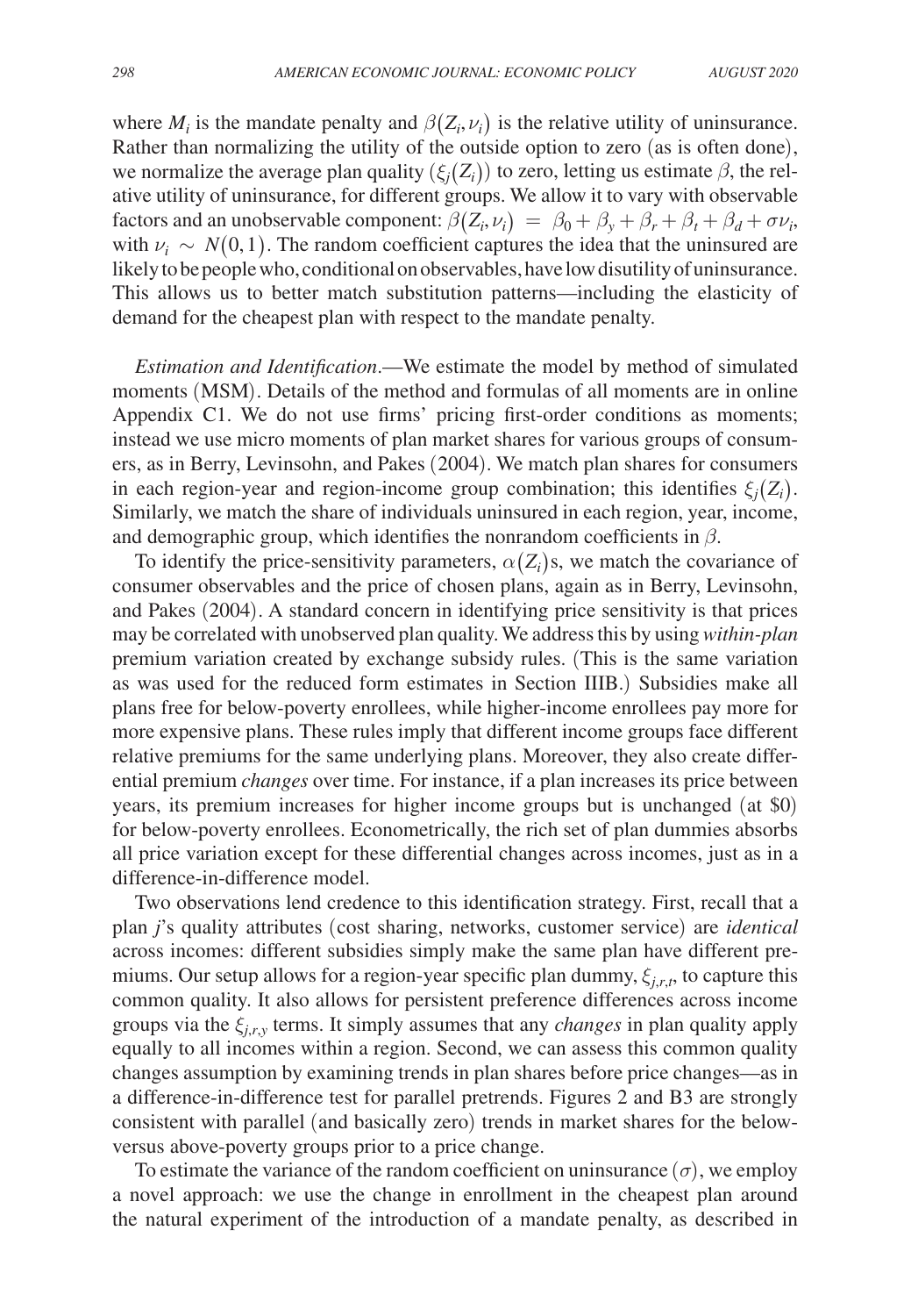where $M_i$ is the mandate penalty and $\beta(Z_i, \nu_i)$ is the relative utility of uninsurance. Rather than normalizing the utility of the outside option to zero (as is often done), we normalize the average plan quality ($\xi_j(Z_i)$) to zero, letting us estimate $\beta$, the relative utility of uninsurance, for different groups. We allow it to vary with observable factors and an unobservable component: $\beta(Z_i, \nu_i) = \beta_0 + \beta_y + \beta_r + \beta_t + \beta_d + \sigma\nu_i$, with $\nu_i \sim N(0,1)$. The random coefficient captures the idea that the uninsured are likely to be people who, conditional on observables, have low disutility of uninsurance. This allows us to better match substitution patterns—including the elasticity of demand for the cheapest plan with respect to the mandate penalty.

*Estimation and Identification*.—We estimate the model by method of simulated moments (MSM). Details of the method and formulas of all moments are in online Appendix C1. We do not use firms' pricing first-order conditions as moments; instead we use micro moments of plan market shares for various groups of consumers, as in Berry, Levinsohn, and Pakes (2004). We match plan shares for consumers in each region-year and region-income group combination; this identifies $\xi_j(Z_i)$. Similarly, we match the share of individuals uninsured in each region, year, income, and demographic group, which identifies the nonrandom coefficients in $\beta$.

To identify the price-sensitivity parameters, $\alpha(Z_i)$s, we match the covariance of consumer observables and the price of chosen plans, again as in Berry, Levinsohn, and Pakes (2004). A standard concern in identifying price sensitivity is that prices may be correlated with unobserved plan quality. We address this by using *within-plan* premium variation created by exchange subsidy rules. (This is the same variation as was used for the reduced form estimates in Section IIIB.) Subsidies make all plans free for below-poverty enrollees, while higher-income enrollees pay more for more expensive plans. These rules imply that different income groups face different relative premiums for the same underlying plans. Moreover, they also create differential premium *changes* over time. For instance, if a plan increases its price between years, its premium increases for higher income groups but is unchanged (at \$0) for below-poverty enrollees. Econometrically, the rich set of plan dummies absorbs all price variation except for these differential changes across incomes, just as in a difference-in-difference model.

Two observations lend credence to this identification strategy. First, recall that a plan $j$'s quality attributes (cost sharing, networks, customer service) are *identical* across incomes: different subsidies simply make the same plan have different premiums. Our setup allows for a region-year specific plan dummy, $\xi_{j,r,t}$, to capture this common quality. It also allows for persistent preference differences across income groups via the $\xi_{j,r,y}$ terms. It simply assumes that any *changes* in plan quality apply equally to all incomes within a region. Second, we can assess this common quality changes assumption by examining trends in plan shares before price changes—as in a difference-in-difference test for parallel pretrends. Figures 2 and B3 are strongly consistent with parallel (and basically zero) trends in market shares for the below- versus above-poverty groups prior to a price change.

To estimate the variance of the random coefficient on uninsurance ($\sigma$), we employ a novel approach: we use the change in enrollment in the cheapest plan around the natural experiment of the introduction of a mandate penalty, as described in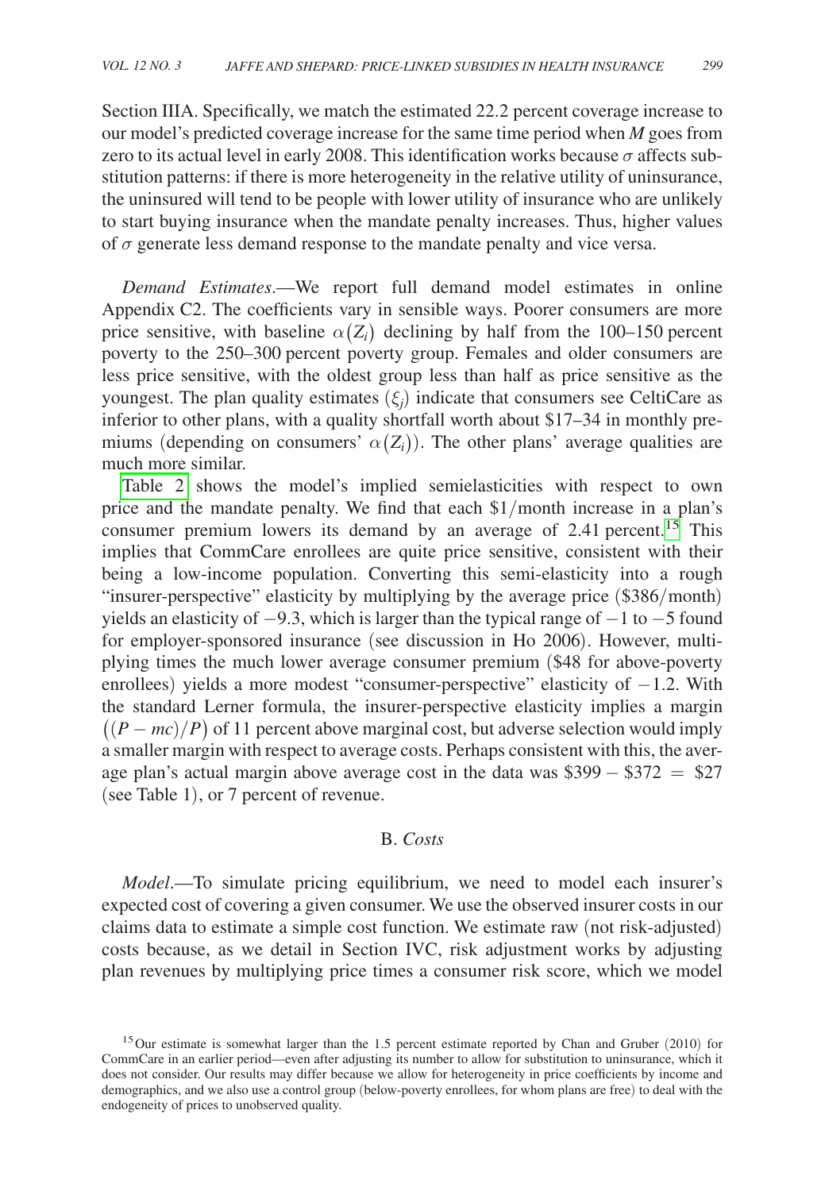Section IIIA. Specifically, we match the estimated 22.2 percent coverage increase to our model's predicted coverage increase for the same time period when $M$ goes from zero to its actual level in early 2008. This identification works because $\sigma$ affects substitution patterns: if there is more heterogeneity in the relative utility of uninsurance, the uninsured will tend to be people with lower utility of insurance who are unlikely to start buying insurance when the mandate penalty increases. Thus, higher values of $\sigma$ generate less demand response to the mandate penalty and vice versa.

*Demand Estimates*.—We report full demand model estimates in online Appendix C2. The coefficients vary in sensible ways. Poorer consumers are more price sensitive, with baseline $\alpha(Z_i)$ declining by half from the 100–150 percent poverty to the 250–300 percent poverty group. Females and older consumers are less price sensitive, with the oldest group less than half as price sensitive as the youngest. The plan quality estimates $(\xi_j)$ indicate that consumers see CeltiCare as inferior to other plans, with a quality shortfall worth about \$17–34 in monthly premiums (depending on consumers' $\alpha(Z_i)$). The other plans' average qualities are much more similar.

Table 2 shows the model's implied semielasticities with respect to own price and the mandate penalty. We find that each \$1/month increase in a plan's consumer premium lowers its demand by an average of 2.41 percent.[15] This implies that CommCare enrollees are quite price sensitive, consistent with their being a low-income population. Converting this semi-elasticity into a rough "insurer-perspective" elasticity by multiplying by the average price (\$386/month) yields an elasticity of $-9.3$, which is larger than the typical range of $-1$ to $-5$ found for employer-sponsored insurance (see discussion in Ho 2006). However, multiplying times the much lower average consumer premium (\$48 for above-poverty enrollees) yields a more modest "consumer-perspective" elasticity of $-1.2$. With the standard Lerner formula, the insurer-perspective elasticity implies a margin $\left((P - mc)/P\right)$ of 11 percent above marginal cost, but adverse selection would imply a smaller margin with respect to average costs. Perhaps consistent with this, the average plan's actual margin above average cost in the data was \$399 − \$372 = \$27 (see Table 1), or 7 percent of revenue.

## B. *Costs*

*Model*.—To simulate pricing equilibrium, we need to model each insurer's expected cost of covering a given consumer. We use the observed insurer costs in our claims data to estimate a simple cost function. We estimate raw (not risk-adjusted) costs because, as we detail in Section IVC, risk adjustment works by adjusting plan revenues by multiplying price times a consumer risk score, which we model

[15] Our estimate is somewhat larger than the 1.5 percent estimate reported by Chan and Gruber (2010) for CommCare in an earlier period—even after adjusting its number to allow for substitution to uninsurance, which it does not consider. Our results may differ because we allow for heterogeneity in price coefficients by income and demographics, and we also use a control group (below-poverty enrollees, for whom plans are free) to deal with the endogeneity of prices to unobserved quality.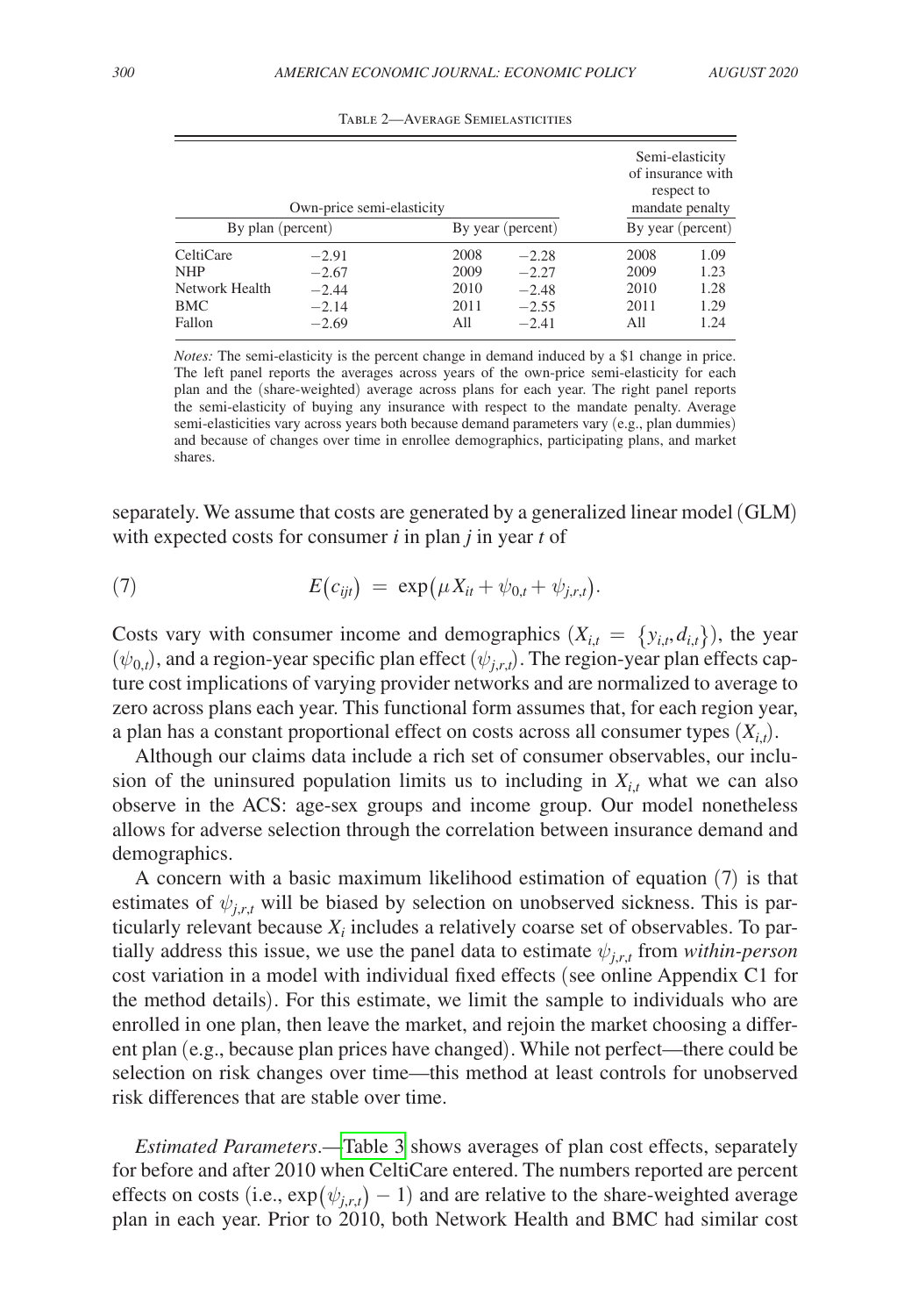Table 2—Average Semielasticities

| Own-price semi-elasticity | | | | Semi-elasticity of insurance with respect to mandate penalty | |
|---|---|---|---|---|---|
| By plan (percent) | | By year (percent) | | By year (percent) | |
| CeltiCare | −2.91 | 2008 | −2.28 | 2008 | 1.09 |
| NHP | −2.67 | 2009 | −2.27 | 2009 | 1.23 |
| Network Health | −2.44 | 2010 | −2.48 | 2010 | 1.28 |
| BMC | −2.14 | 2011 | −2.55 | 2011 | 1.29 |
| Fallon | −2.69 | All | −2.41 | All | 1.24 |

*Notes:* The semi-elasticity is the percent change in demand induced by a $1 change in price. The left panel reports the averages across years of the own-price semi-elasticity for each plan and the (share-weighted) average across plans for each year. The right panel reports the semi-elasticity of buying any insurance with respect to the mandate penalty. Average semi-elasticities vary across years both because demand parameters vary (e.g., plan dummies) and because of changes over time in enrollee demographics, participating plans, and market shares.

separately. We assume that costs are generated by a generalized linear model (GLM) with expected costs for consumer *i* in plan *j* in year *t* of

$$E(c_{ijt}) = \exp(\mu X_{it} + \psi_{0,t} + \psi_{j,r,t}). \tag{7}$$

Costs vary with consumer income and demographics ($X_{i,t} = \{y_{i,t}, d_{i,t}\}$), the year ($\psi_{0,t}$), and a region-year specific plan effect ($\psi_{j,r,t}$). The region-year plan effects capture cost implications of varying provider networks and are normalized to average to zero across plans each year. This functional form assumes that, for each region year, a plan has a constant proportional effect on costs across all consumer types ($X_{i,t}$).

Although our claims data include a rich set of consumer observables, our inclusion of the uninsured population limits us to including in $X_{i,t}$ what we can also observe in the ACS: age-sex groups and income group. Our model nonetheless allows for adverse selection through the correlation between insurance demand and demographics.

A concern with a basic maximum likelihood estimation of equation (7) is that estimates of $\psi_{j,r,t}$ will be biased by selection on unobserved sickness. This is particularly relevant because $X_i$ includes a relatively coarse set of observables. To partially address this issue, we use the panel data to estimate $\psi_{j,r,t}$ from *within-person* cost variation in a model with individual fixed effects (see online Appendix C1 for the method details). For this estimate, we limit the sample to individuals who are enrolled in one plan, then leave the market, and rejoin the market choosing a different plan (e.g., because plan prices have changed). While not perfect—there could be selection on risk changes over time—this method at least controls for unobserved risk differences that are stable over time.

*Estimated Parameters*.—Table 3 shows averages of plan cost effects, separately for before and after 2010 when CeltiCare entered. The numbers reported are percent effects on costs (i.e., $\exp(\psi_{j,r,t}) - 1$) and are relative to the share-weighted average plan in each year. Prior to 2010, both Network Health and BMC had similar cost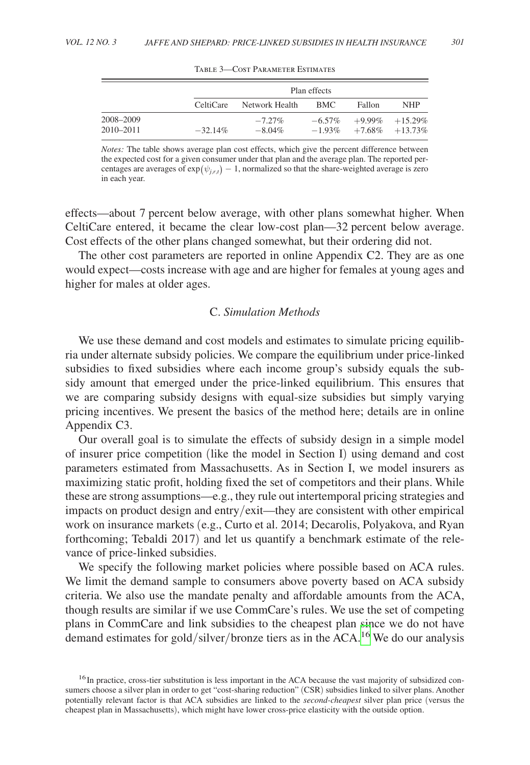Table 3—Cost Parameter Estimates

| | Plan effects | | | | |
|---|---|---|---|---|---|
| | CeltiCare | Network Health | BMC | Fallon | NHP |
| 2008–2009 | | −7.27% | −6.57% | +9.99% | +15.29% |
| 2010–2011 | −32.14% | −8.04% | −1.93% | +7.68% | +13.73% |

*Notes:* The table shows average plan cost effects, which give the percent difference between the expected cost for a given consumer under that plan and the average plan. The reported percentages are averages of $\exp(\psi_{j,r,t}) - 1$, normalized so that the share-weighted average is zero in each year.

effects—about 7 percent below average, with other plans somewhat higher. When CeltiCare entered, it became the clear low-cost plan—32 percent below average. Cost effects of the other plans changed somewhat, but their ordering did not.

The other cost parameters are reported in online Appendix C2. They are as one would expect—costs increase with age and are higher for females at young ages and higher for males at older ages.

### C. *Simulation Methods*

We use these demand and cost models and estimates to simulate pricing equilibria under alternate subsidy policies. We compare the equilibrium under price-linked subsidies to fixed subsidies where each income group's subsidy equals the subsidy amount that emerged under the price-linked equilibrium. This ensures that we are comparing subsidy designs with equal-size subsidies but simply varying pricing incentives. We present the basics of the method here; details are in online Appendix C3.

Our overall goal is to simulate the effects of subsidy design in a simple model of insurer price competition (like the model in Section I) using demand and cost parameters estimated from Massachusetts. As in Section I, we model insurers as maximizing static profit, holding fixed the set of competitors and their plans. While these are strong assumptions—e.g., they rule out intertemporal pricing strategies and impacts on product design and entry/exit—they are consistent with other empirical work on insurance markets (e.g., Curto et al. 2014; Decarolis, Polyakova, and Ryan forthcoming; Tebaldi 2017) and let us quantify a benchmark estimate of the relevance of price-linked subsidies.

We specify the following market policies where possible based on ACA rules. We limit the demand sample to consumers above poverty based on ACA subsidy criteria. We also use the mandate penalty and affordable amounts from the ACA, though results are similar if we use CommCare's rules. We use the set of competing plans in CommCare and link subsidies to the cheapest plan since we do not have demand estimates for gold/silver/bronze tiers as in the ACA.[16] We do our analysis

[16] In practice, cross-tier substitution is less important in the ACA because the vast majority of subsidized consumers choose a silver plan in order to get "cost-sharing reduction" (CSR) subsidies linked to silver plans. Another potentially relevant factor is that ACA subsidies are linked to the *second-cheapest* silver plan price (versus the cheapest plan in Massachusetts), which might have lower cross-price elasticity with the outside option.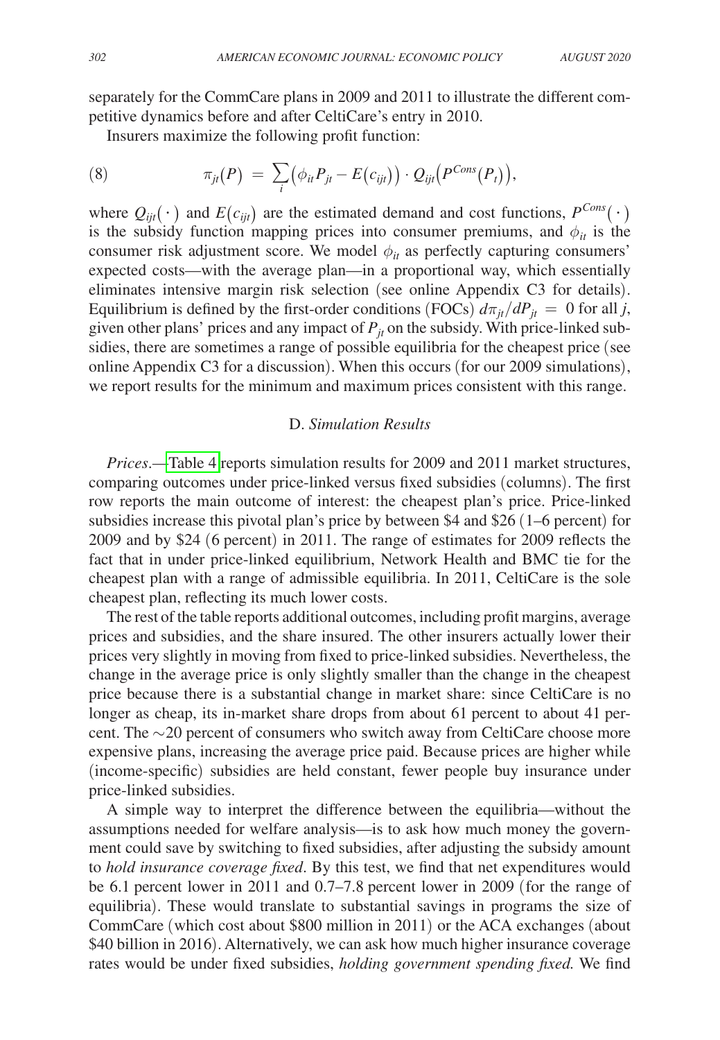separately for the CommCare plans in 2009 and 2011 to illustrate the different competitive dynamics before and after CeltiCare's entry in 2010.

Insurers maximize the following profit function:

$$\pi_{jt}(P) = \sum_i \left(\phi_{it} P_{jt} - E(c_{ijt})\right) \cdot Q_{ijt}\left(P^{Cons}(P_t)\right), \tag{8}$$

where $Q_{ijt}(\cdot)$ and $E(c_{ijt})$ are the estimated demand and cost functions, $P^{Cons}(\cdot)$ is the subsidy function mapping prices into consumer premiums, and $\phi_{it}$ is the consumer risk adjustment score. We model $\phi_{it}$ as perfectly capturing consumers' expected costs—with the average plan—in a proportional way, which essentially eliminates intensive margin risk selection (see online Appendix C3 for details). Equilibrium is defined by the first-order conditions (FOCs) $d\pi_{jt}/dP_{jt} = 0$ for all $j$, given other plans' prices and any impact of $P_{jt}$ on the subsidy. With price-linked subsidies, there are sometimes a range of possible equilibria for the cheapest price (see online Appendix C3 for a discussion). When this occurs (for our 2009 simulations), we report results for the minimum and maximum prices consistent with this range.

### D. *Simulation Results*

*Prices*.—Table 4 reports simulation results for 2009 and 2011 market structures, comparing outcomes under price-linked versus fixed subsidies (columns). The first row reports the main outcome of interest: the cheapest plan's price. Price-linked subsidies increase this pivotal plan's price by between \$4 and \$26 (1–6 percent) for 2009 and by \$24 (6 percent) in 2011. The range of estimates for 2009 reflects the fact that in under price-linked equilibrium, Network Health and BMC tie for the cheapest plan with a range of admissible equilibria. In 2011, CeltiCare is the sole cheapest plan, reflecting its much lower costs.

The rest of the table reports additional outcomes, including profit margins, average prices and subsidies, and the share insured. The other insurers actually lower their prices very slightly in moving from fixed to price-linked subsidies. Nevertheless, the change in the average price is only slightly smaller than the change in the cheapest price because there is a substantial change in market share: since CeltiCare is no longer as cheap, its in-market share drops from about 61 percent to about 41 percent. The ~20 percent of consumers who switch away from CeltiCare choose more expensive plans, increasing the average price paid. Because prices are higher while (income-specific) subsidies are held constant, fewer people buy insurance under price-linked subsidies.

A simple way to interpret the difference between the equilibria—without the assumptions needed for welfare analysis—is to ask how much money the government could save by switching to fixed subsidies, after adjusting the subsidy amount to *hold insurance coverage fixed*. By this test, we find that net expenditures would be 6.1 percent lower in 2011 and 0.7–7.8 percent lower in 2009 (for the range of equilibria). These would translate to substantial savings in programs the size of CommCare (which cost about \$800 million in 2011) or the ACA exchanges (about \$40 billion in 2016). Alternatively, we can ask how much higher insurance coverage rates would be under fixed subsidies, *holding government spending fixed.* We find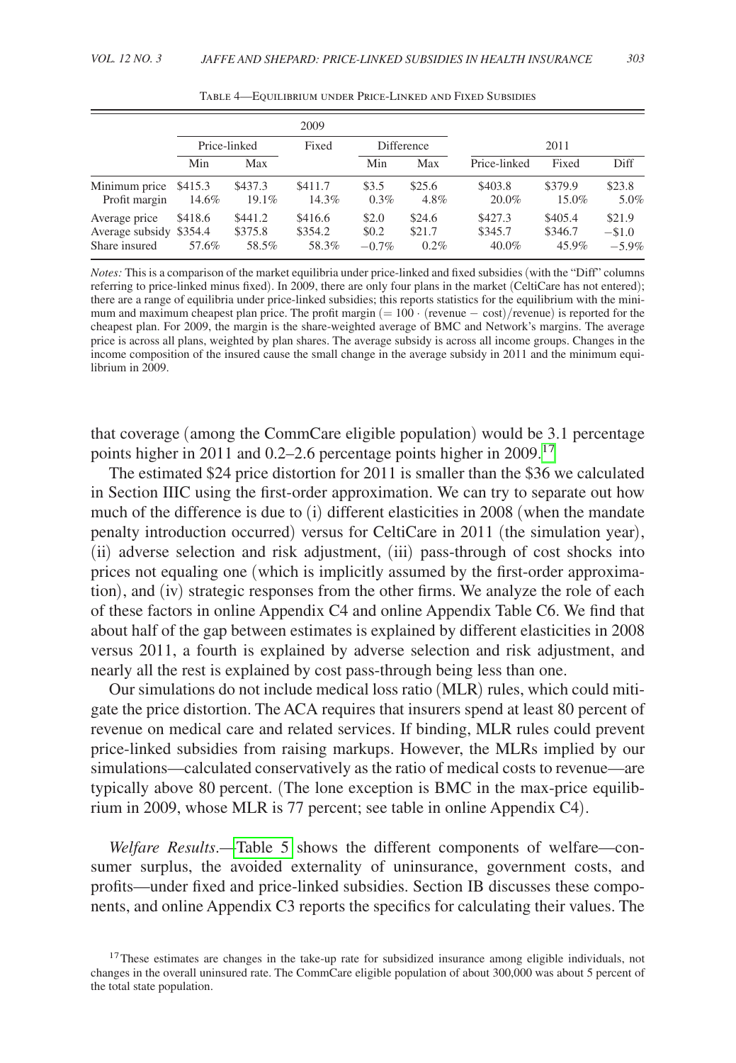Table 4—Equilibrium under Price-Linked and Fixed Subsidies

| | 2009 | | | | | 2011 | | |
|---|---|---|---|---|---|---|---|---|
| | Price-linked | | Fixed | Difference | | | | |
| | Min | Max | | Min | Max | Price-linked | Fixed | Diff |
| Minimum price | \$415.3 | \$437.3 | \$411.7 | \$3.5 | \$25.6 | \$403.8 | \$379.9 | \$23.8 |
| Profit margin | 14.6% | 19.1% | 14.3% | 0.3% | 4.8% | 20.0% | 15.0% | 5.0% |
| Average price | \$418.6 | \$441.2 | \$416.6 | \$2.0 | \$24.6 | \$427.3 | \$405.4 | \$21.9 |
| Average subsidy | \$354.4 | \$375.8 | \$354.2 | \$0.2 | \$21.7 | \$345.7 | \$346.7 | −\$1.0 |
| Share insured | 57.6% | 58.5% | 58.3% | −0.7% | 0.2% | 40.0% | 45.9% | −5.9% |

*Notes:* This is a comparison of the market equilibria under price-linked and fixed subsidies (with the "Diff" columns referring to price-linked minus fixed). In 2009, there are only four plans in the market (CeltiCare has not entered); there are a range of equilibria under price-linked subsidies; this reports statistics for the equilibrium with the minimum and maximum cheapest plan price. The profit margin ($= 100 \cdot$ (revenue $-$ cost)/revenue) is reported for the cheapest plan. For 2009, the margin is the share-weighted average of BMC and Network's margins. The average price is across all plans, weighted by plan shares. The average subsidy is across all income groups. Changes in the income composition of the insured cause the small change in the average subsidy in 2011 and the minimum equilibrium in 2009.

that coverage (among the CommCare eligible population) would be 3.1 percentage points higher in 2011 and 0.2–2.6 percentage points higher in 2009.[17]

The estimated \$24 price distortion for 2011 is smaller than the \$36 we calculated in Section IIIC using the first-order approximation. We can try to separate out how much of the difference is due to (i) different elasticities in 2008 (when the mandate penalty introduction occurred) versus for CeltiCare in 2011 (the simulation year), (ii) adverse selection and risk adjustment, (iii) pass-through of cost shocks into prices not equaling one (which is implicitly assumed by the first-order approximation), and (iv) strategic responses from the other firms. We analyze the role of each of these factors in online Appendix C4 and online Appendix Table C6. We find that about half of the gap between estimates is explained by different elasticities in 2008 versus 2011, a fourth is explained by adverse selection and risk adjustment, and nearly all the rest is explained by cost pass-through being less than one.

Our simulations do not include medical loss ratio (MLR) rules, which could mitigate the price distortion. The ACA requires that insurers spend at least 80 percent of revenue on medical care and related services. If binding, MLR rules could prevent price-linked subsidies from raising markups. However, the MLRs implied by our simulations—calculated conservatively as the ratio of medical costs to revenue—are typically above 80 percent. (The lone exception is BMC in the max-price equilibrium in 2009, whose MLR is 77 percent; see table in online Appendix C4).

*Welfare Results*.—Table 5 shows the different components of welfare—consumer surplus, the avoided externality of uninsurance, government costs, and profits—under fixed and price-linked subsidies. Section IB discusses these components, and online Appendix C3 reports the specifics for calculating their values. The

[17] These estimates are changes in the take-up rate for subsidized insurance among eligible individuals, not changes in the overall uninsured rate. The CommCare eligible population of about 300,000 was about 5 percent of the total state population.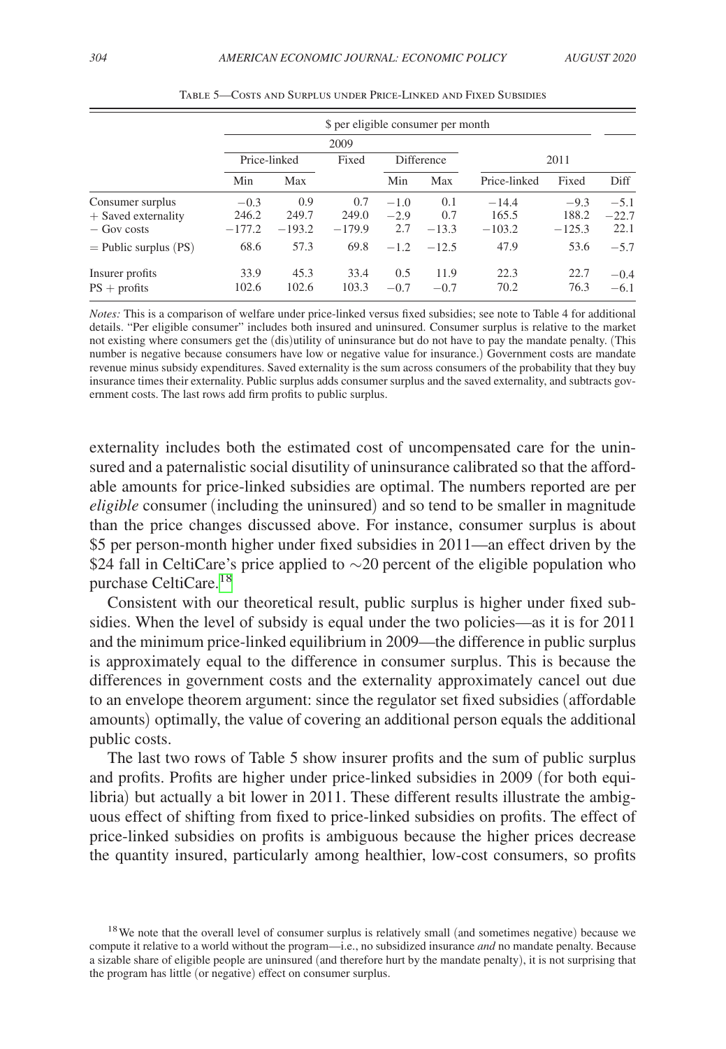Table 5—Costs and Surplus under Price-Linked and Fixed Subsidies

| | $ per eligible consumer per month | | | | | | | |
|---|---|---|---|---|---|---|---|---|
| | 2009 | | | | | | | |
| | Price-linked | | Fixed | Difference | | 2011 | | |
| | Min | Max | | Min | Max | Price-linked | Fixed | Diff |
| Consumer surplus | −0.3 | 0.9 | 0.7 | −1.0 | 0.1 | −14.4 | −9.3 | −5.1 |
| + Saved externality | 246.2 | 249.7 | 249.0 | −2.9 | 0.7 | 165.5 | 188.2 | −22.7 |
| − Gov costs | −177.2 | −193.2 | −179.9 | 2.7 | −13.3 | −103.2 | −125.3 | 22.1 |
| = Public surplus (PS) | 68.6 | 57.3 | 69.8 | −1.2 | −12.5 | 47.9 | 53.6 | −5.7 |
| Insurer profits | 33.9 | 45.3 | 33.4 | 0.5 | 11.9 | 22.3 | 22.7 | −0.4 |
| PS + profits | 102.6 | 102.6 | 103.3 | −0.7 | −0.7 | 70.2 | 76.3 | −6.1 |

*Notes:* This is a comparison of welfare under price-linked versus fixed subsidies; see note to Table 4 for additional details. "Per eligible consumer" includes both insured and uninsured. Consumer surplus is relative to the market not existing where consumers get the (dis)utility of uninsurance but do not have to pay the mandate penalty. (This number is negative because consumers have low or negative value for insurance.) Government costs are mandate revenue minus subsidy expenditures. Saved externality is the sum across consumers of the probability that they buy insurance times their externality. Public surplus adds consumer surplus and the saved externality, and subtracts government costs. The last rows add firm profits to public surplus.

externality includes both the estimated cost of uncompensated care for the uninsured and a paternalistic social disutility of uninsurance calibrated so that the affordable amounts for price-linked subsidies are optimal. The numbers reported are per *eligible* consumer (including the uninsured) and so tend to be smaller in magnitude than the price changes discussed above. For instance, consumer surplus is about \$5 per person-month higher under fixed subsidies in 2011—an effect driven by the \$24 fall in CeltiCare's price applied to $\sim$20 percent of the eligible population who purchase CeltiCare.[18]

Consistent with our theoretical result, public surplus is higher under fixed subsidies. When the level of subsidy is equal under the two policies—as it is for 2011 and the minimum price-linked equilibrium in 2009—the difference in public surplus is approximately equal to the difference in consumer surplus. This is because the differences in government costs and the externality approximately cancel out due to an envelope theorem argument: since the regulator set fixed subsidies (affordable amounts) optimally, the value of covering an additional person equals the additional public costs.

The last two rows of Table 5 show insurer profits and the sum of public surplus and profits. Profits are higher under price-linked subsidies in 2009 (for both equilibria) but actually a bit lower in 2011. These different results illustrate the ambiguous effect of shifting from fixed to price-linked subsidies on profits. The effect of price-linked subsidies on profits is ambiguous because the higher prices decrease the quantity insured, particularly among healthier, low-cost consumers, so profits

[18] We note that the overall level of consumer surplus is relatively small (and sometimes negative) because we compute it relative to a world without the program—i.e., no subsidized insurance *and* no mandate penalty. Because a sizable share of eligible people are uninsured (and therefore hurt by the mandate penalty), it is not surprising that the program has little (or negative) effect on consumer surplus.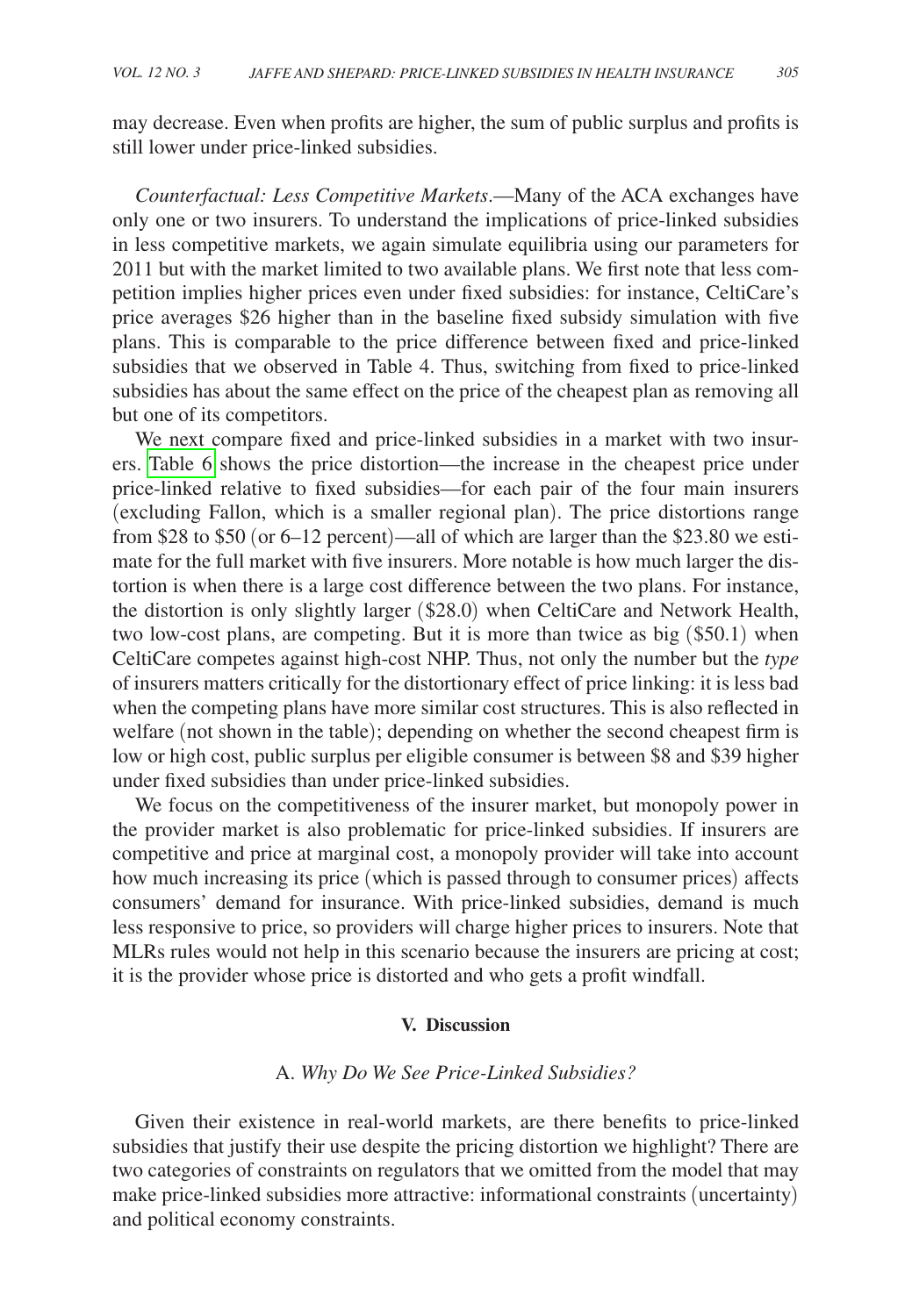may decrease. Even when profits are higher, the sum of public surplus and profits is still lower under price-linked subsidies.

*Counterfactual: Less Competitive Markets*.—Many of the ACA exchanges have only one or two insurers. To understand the implications of price-linked subsidies in less competitive markets, we again simulate equilibria using our parameters for 2011 but with the market limited to two available plans. We first note that less competition implies higher prices even under fixed subsidies: for instance, CeltiCare's price averages \$26 higher than in the baseline fixed subsidy simulation with five plans. This is comparable to the price difference between fixed and price-linked subsidies that we observed in Table 4. Thus, switching from fixed to price-linked subsidies has about the same effect on the price of the cheapest plan as removing all but one of its competitors.

We next compare fixed and price-linked subsidies in a market with two insurers. Table 6 shows the price distortion—the increase in the cheapest price under price-linked relative to fixed subsidies—for each pair of the four main insurers (excluding Fallon, which is a smaller regional plan). The price distortions range from \$28 to \$50 (or 6–12 percent)—all of which are larger than the \$23.80 we estimate for the full market with five insurers. More notable is how much larger the distortion is when there is a large cost difference between the two plans. For instance, the distortion is only slightly larger (\$28.0) when CeltiCare and Network Health, two low-cost plans, are competing. But it is more than twice as big (\$50.1) when CeltiCare competes against high-cost NHP. Thus, not only the number but the *type* of insurers matters critically for the distortionary effect of price linking: it is less bad when the competing plans have more similar cost structures. This is also reflected in welfare (not shown in the table); depending on whether the second cheapest firm is low or high cost, public surplus per eligible consumer is between \$8 and \$39 higher under fixed subsidies than under price-linked subsidies.

We focus on the competitiveness of the insurer market, but monopoly power in the provider market is also problematic for price-linked subsidies. If insurers are competitive and price at marginal cost, a monopoly provider will take into account how much increasing its price (which is passed through to consumer prices) affects consumers' demand for insurance. With price-linked subsidies, demand is much less responsive to price, so providers will charge higher prices to insurers. Note that MLRs rules would not help in this scenario because the insurers are pricing at cost; it is the provider whose price is distorted and who gets a profit windfall.

## V. Discussion

### A. *Why Do We See Price-Linked Subsidies?*

Given their existence in real-world markets, are there benefits to price-linked subsidies that justify their use despite the pricing distortion we highlight? There are two categories of constraints on regulators that we omitted from the model that may make price-linked subsidies more attractive: informational constraints (uncertainty) and political economy constraints.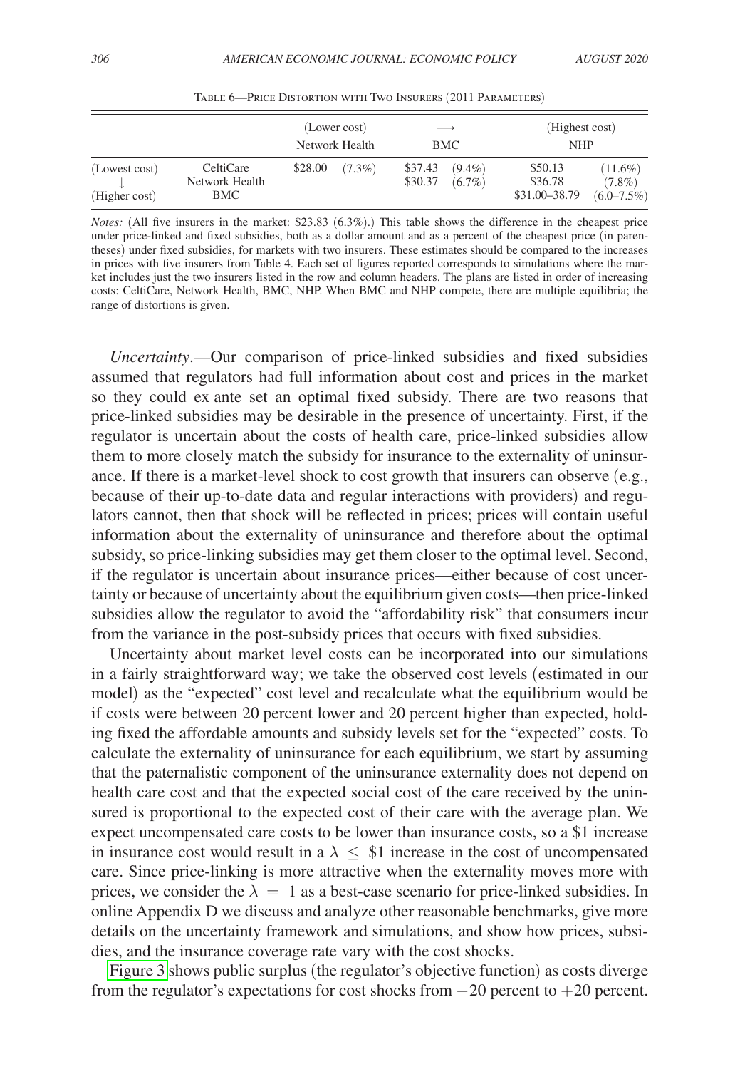Table 6—Price Distortion with Two Insurers (2011 Parameters)

| | | (Lower cost) Network Health | | $\longrightarrow$ BMC | | (Highest cost) NHP | |
|---|---|---|---|---|---|---|---|
| (Lowest cost) | CeltiCare | \$28.00 | (7.3%) | \$37.43 | (9.4%) | \$50.13 | (11.6%) |
| $\downarrow$ | Network Health | | | \$30.37 | (6.7%) | \$36.78 | (7.8%) |
| (Higher cost) | BMC | | | | | \$31.00–38.79 | (6.0–7.5%) |

*Notes:* (All five insurers in the market: \$23.83 (6.3%).) This table shows the difference in the cheapest price under price-linked and fixed subsidies, both as a dollar amount and as a percent of the cheapest price (in parentheses) under fixed subsidies, for markets with two insurers. These estimates should be compared to the increases in prices with five insurers from Table 4. Each set of figures reported corresponds to simulations where the market includes just the two insurers listed in the row and column headers. The plans are listed in order of increasing costs: CeltiCare, Network Health, BMC, NHP. When BMC and NHP compete, there are multiple equilibria; the range of distortions is given.

*Uncertainty*.—Our comparison of price-linked subsidies and fixed subsidies assumed that regulators had full information about cost and prices in the market so they could ex ante set an optimal fixed subsidy. There are two reasons that price-linked subsidies may be desirable in the presence of uncertainty. First, if the regulator is uncertain about the costs of health care, price-linked subsidies allow them to more closely match the subsidy for insurance to the externality of uninsurance. If there is a market-level shock to cost growth that insurers can observe (e.g., because of their up-to-date data and regular interactions with providers) and regulators cannot, then that shock will be reflected in prices; prices will contain useful information about the externality of uninsurance and therefore about the optimal subsidy, so price-linking subsidies may get them closer to the optimal level. Second, if the regulator is uncertain about insurance prices—either because of cost uncertainty or because of uncertainty about the equilibrium given costs—then price-linked subsidies allow the regulator to avoid the "affordability risk" that consumers incur from the variance in the post-subsidy prices that occurs with fixed subsidies.

Uncertainty about market level costs can be incorporated into our simulations in a fairly straightforward way; we take the observed cost levels (estimated in our model) as the "expected" cost level and recalculate what the equilibrium would be if costs were between 20 percent lower and 20 percent higher than expected, holding fixed the affordable amounts and subsidy levels set for the "expected" costs. To calculate the externality of uninsurance for each equilibrium, we start by assuming that the paternalistic component of the uninsurance externality does not depend on health care cost and that the expected social cost of the care received by the uninsured is proportional to the expected cost of their care with the average plan. We expect uncompensated care costs to be lower than insurance costs, so a \$1 increase in insurance cost would result in a $\lambda \leq \$1$ increase in the cost of uncompensated care. Since price-linking is more attractive when the externality moves more with prices, we consider the $\lambda = 1$ as a best-case scenario for price-linked subsidies. In online Appendix D we discuss and analyze other reasonable benchmarks, give more details on the uncertainty framework and simulations, and show how prices, subsidies, and the insurance coverage rate vary with the cost shocks.

Figure 3 shows public surplus (the regulator's objective function) as costs diverge from the regulator's expectations for cost shocks from $-20$ percent to $+20$ percent.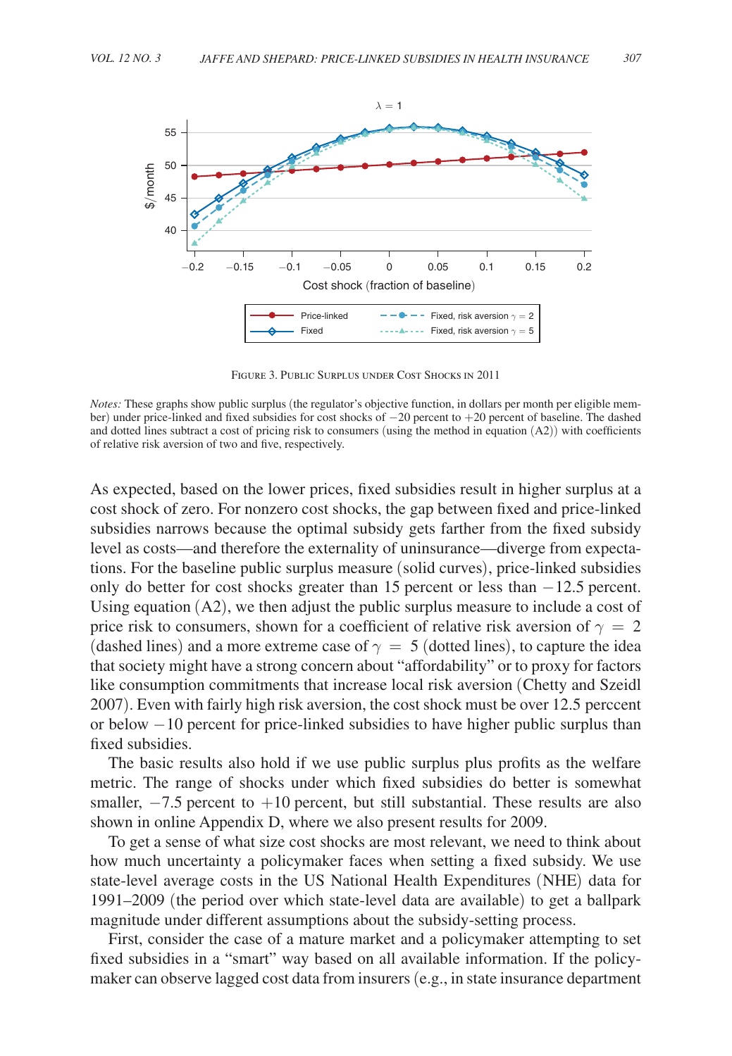Figure 3. Public Surplus under Cost Shocks in 2011

*Notes:* These graphs show public surplus (the regulator's objective function, in dollars per month per eligible member) under price-linked and fixed subsidies for cost shocks of −20 percent to +20 percent of baseline. The dashed and dotted lines subtract a cost of pricing risk to consumers (using the method in equation (A2)) with coefficients of relative risk aversion of two and five, respectively.

As expected, based on the lower prices, fixed subsidies result in higher surplus at a cost shock of zero. For nonzero cost shocks, the gap between fixed and price-linked subsidies narrows because the optimal subsidy gets farther from the fixed subsidy level as costs—and therefore the externality of uninsurance—diverge from expectations. For the baseline public surplus measure (solid curves), price-linked subsidies only do better for cost shocks greater than 15 percent or less than −12.5 percent. Using equation (A2), we then adjust the public surplus measure to include a cost of price risk to consumers, shown for a coefficient of relative risk aversion of $\gamma = 2$ (dashed lines) and a more extreme case of $\gamma = 5$ (dotted lines), to capture the idea that society might have a strong concern about "affordability" or to proxy for factors like consumption commitments that increase local risk aversion (Chetty and Szeidl 2007). Even with fairly high risk aversion, the cost shock must be over 12.5 perccent or below −10 percent for price-linked subsidies to have higher public surplus than fixed subsidies.

The basic results also hold if we use public surplus plus profits as the welfare metric. The range of shocks under which fixed subsidies do better is somewhat smaller, −7.5 percent to +10 percent, but still substantial. These results are also shown in online Appendix D, where we also present results for 2009.

To get a sense of what size cost shocks are most relevant, we need to think about how much uncertainty a policymaker faces when setting a fixed subsidy. We use state-level average costs in the US National Health Expenditures (NHE) data for 1991–2009 (the period over which state-level data are available) to get a ballpark magnitude under different assumptions about the subsidy-setting process.

First, consider the case of a mature market and a policymaker attempting to set fixed subsidies in a "smart" way based on all available information. If the policymaker can observe lagged cost data from insurers (e.g., in state insurance department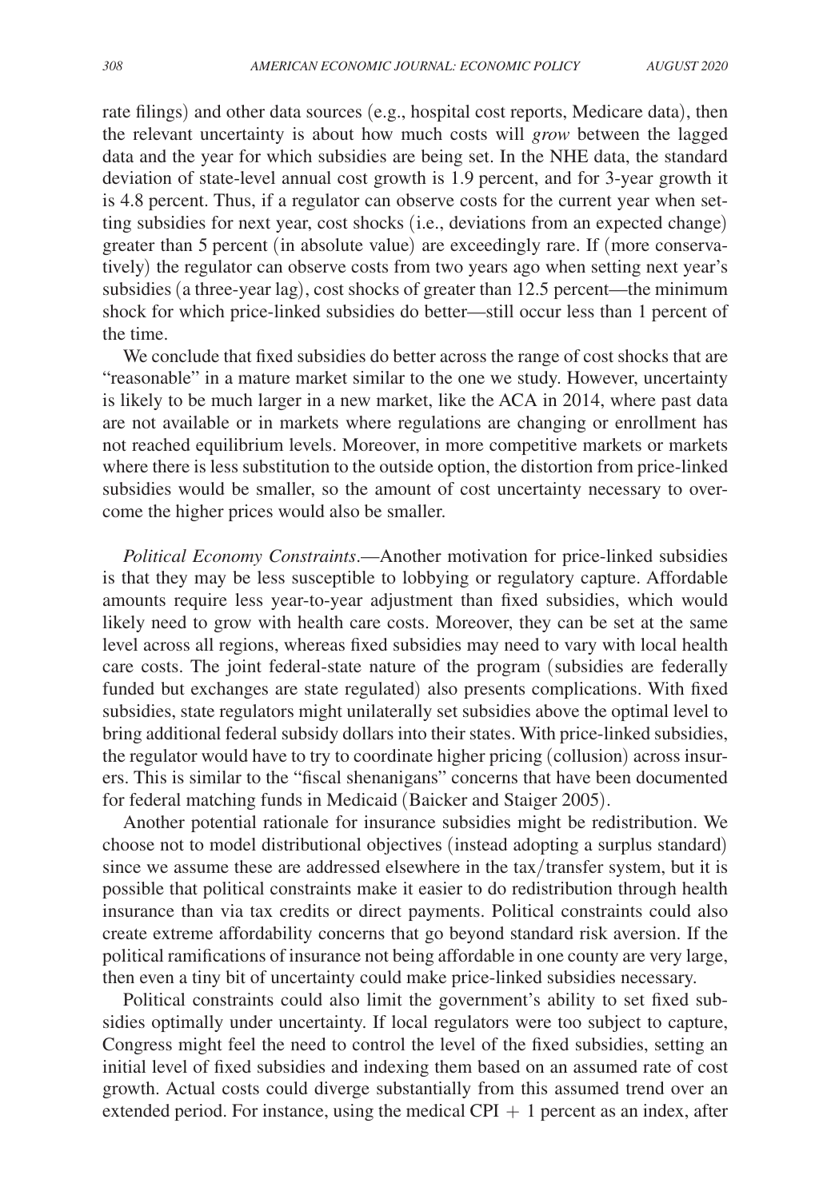rate filings) and other data sources (e.g., hospital cost reports, Medicare data), then the relevant uncertainty is about how much costs will *grow* between the lagged data and the year for which subsidies are being set. In the NHE data, the standard deviation of state-level annual cost growth is 1.9 percent, and for 3-year growth it is 4.8 percent. Thus, if a regulator can observe costs for the current year when setting subsidies for next year, cost shocks (i.e., deviations from an expected change) greater than 5 percent (in absolute value) are exceedingly rare. If (more conservatively) the regulator can observe costs from two years ago when setting next year's subsidies (a three-year lag), cost shocks of greater than 12.5 percent—the minimum shock for which price-linked subsidies do better—still occur less than 1 percent of the time.

We conclude that fixed subsidies do better across the range of cost shocks that are "reasonable" in a mature market similar to the one we study. However, uncertainty is likely to be much larger in a new market, like the ACA in 2014, where past data are not available or in markets where regulations are changing or enrollment has not reached equilibrium levels. Moreover, in more competitive markets or markets where there is less substitution to the outside option, the distortion from price-linked subsidies would be smaller, so the amount of cost uncertainty necessary to overcome the higher prices would also be smaller.

*Political Economy Constraints*.—Another motivation for price-linked subsidies is that they may be less susceptible to lobbying or regulatory capture. Affordable amounts require less year-to-year adjustment than fixed subsidies, which would likely need to grow with health care costs. Moreover, they can be set at the same level across all regions, whereas fixed subsidies may need to vary with local health care costs. The joint federal-state nature of the program (subsidies are federally funded but exchanges are state regulated) also presents complications. With fixed subsidies, state regulators might unilaterally set subsidies above the optimal level to bring additional federal subsidy dollars into their states. With price-linked subsidies, the regulator would have to try to coordinate higher pricing (collusion) across insurers. This is similar to the "fiscal shenanigans" concerns that have been documented for federal matching funds in Medicaid (Baicker and Staiger 2005).

Another potential rationale for insurance subsidies might be redistribution. We choose not to model distributional objectives (instead adopting a surplus standard) since we assume these are addressed elsewhere in the tax/transfer system, but it is possible that political constraints make it easier to do redistribution through health insurance than via tax credits or direct payments. Political constraints could also create extreme affordability concerns that go beyond standard risk aversion. If the political ramifications of insurance not being affordable in one county are very large, then even a tiny bit of uncertainty could make price-linked subsidies necessary.

Political constraints could also limit the government's ability to set fixed subsidies optimally under uncertainty. If local regulators were too subject to capture, Congress might feel the need to control the level of the fixed subsidies, setting an initial level of fixed subsidies and indexing them based on an assumed rate of cost growth. Actual costs could diverge substantially from this assumed trend over an extended period. For instance, using the medical CPI + 1 percent as an index, after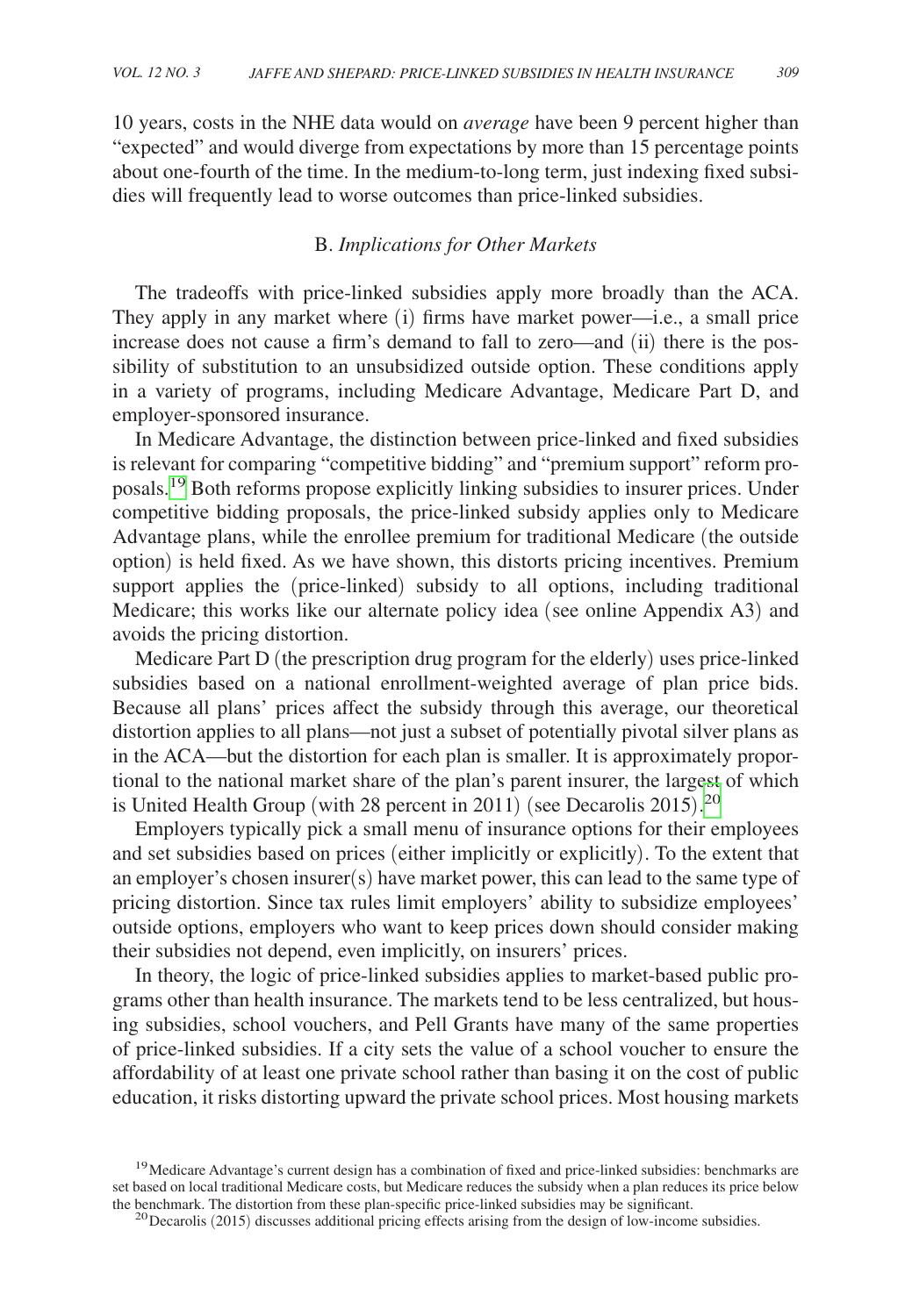10 years, costs in the NHE data would on *average* have been 9 percent higher than "expected" and would diverge from expectations by more than 15 percentage points about one-fourth of the time. In the medium-to-long term, just indexing fixed subsidies will frequently lead to worse outcomes than price-linked subsidies.

### B. *Implications for Other Markets*

The tradeoffs with price-linked subsidies apply more broadly than the ACA. They apply in any market where (i) firms have market power—i.e., a small price increase does not cause a firm's demand to fall to zero—and (ii) there is the possibility of substitution to an unsubsidized outside option. These conditions apply in a variety of programs, including Medicare Advantage, Medicare Part D, and employer-sponsored insurance.

In Medicare Advantage, the distinction between price-linked and fixed subsidies is relevant for comparing "competitive bidding" and "premium support" reform proposals.[19] Both reforms propose explicitly linking subsidies to insurer prices. Under competitive bidding proposals, the price-linked subsidy applies only to Medicare Advantage plans, while the enrollee premium for traditional Medicare (the outside option) is held fixed. As we have shown, this distorts pricing incentives. Premium support applies the (price-linked) subsidy to all options, including traditional Medicare; this works like our alternate policy idea (see online Appendix A3) and avoids the pricing distortion.

Medicare Part D (the prescription drug program for the elderly) uses price-linked subsidies based on a national enrollment-weighted average of plan price bids. Because all plans' prices affect the subsidy through this average, our theoretical distortion applies to all plans—not just a subset of potentially pivotal silver plans as in the ACA—but the distortion for each plan is smaller. It is approximately proportional to the national market share of the plan's parent insurer, the largest of which is United Health Group (with 28 percent in 2011) (see Decarolis 2015).[20]

Employers typically pick a small menu of insurance options for their employees and set subsidies based on prices (either implicitly or explicitly). To the extent that an employer's chosen insurer(s) have market power, this can lead to the same type of pricing distortion. Since tax rules limit employers' ability to subsidize employees' outside options, employers who want to keep prices down should consider making their subsidies not depend, even implicitly, on insurers' prices.

In theory, the logic of price-linked subsidies applies to market-based public programs other than health insurance. The markets tend to be less centralized, but housing subsidies, school vouchers, and Pell Grants have many of the same properties of price-linked subsidies. If a city sets the value of a school voucher to ensure the affordability of at least one private school rather than basing it on the cost of public education, it risks distorting upward the private school prices. Most housing markets

[19] Medicare Advantage's current design has a combination of fixed and price-linked subsidies: benchmarks are set based on local traditional Medicare costs, but Medicare reduces the subsidy when a plan reduces its price below the benchmark. The distortion from these plan-specific price-linked subsidies may be significant.

[20] Decarolis (2015) discusses additional pricing effects arising from the design of low-income subsidies.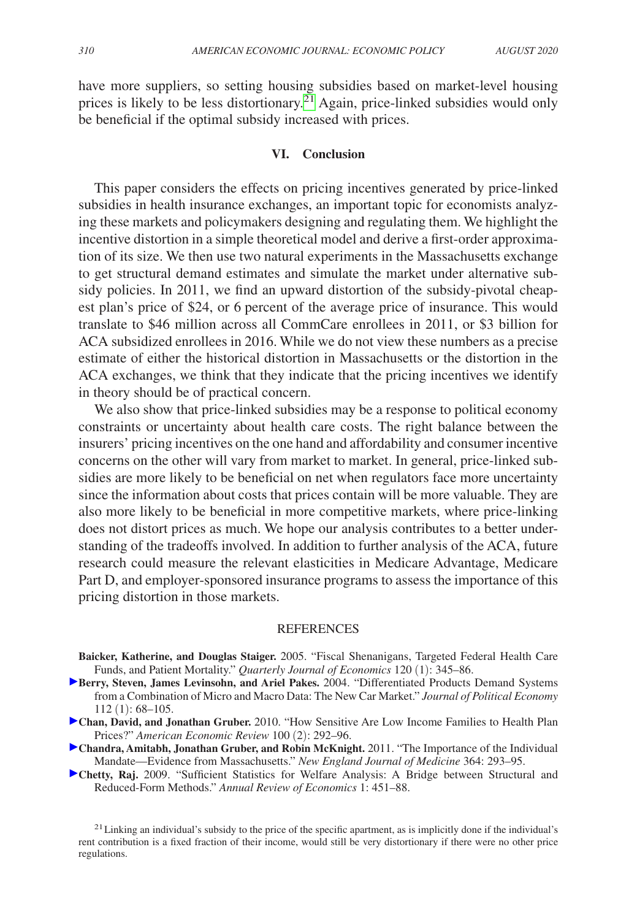have more suppliers, so setting housing subsidies based on market-level housing prices is likely to be less distortionary.[21] Again, price-linked subsidies would only be beneficial if the optimal subsidy increased with prices.

## VI. Conclusion

This paper considers the effects on pricing incentives generated by price-linked subsidies in health insurance exchanges, an important topic for economists analyzing these markets and policymakers designing and regulating them. We highlight the incentive distortion in a simple theoretical model and derive a first-order approximation of its size. We then use two natural experiments in the Massachusetts exchange to get structural demand estimates and simulate the market under alternative subsidy policies. In 2011, we find an upward distortion of the subsidy-pivotal cheapest plan's price of \$24, or 6 percent of the average price of insurance. This would translate to \$46 million across all CommCare enrollees in 2011, or \$3 billion for ACA subsidized enrollees in 2016. While we do not view these numbers as a precise estimate of either the historical distortion in Massachusetts or the distortion in the ACA exchanges, we think that they indicate that the pricing incentives we identify in theory should be of practical concern.

We also show that price-linked subsidies may be a response to political economy constraints or uncertainty about health care costs. The right balance between the insurers' pricing incentives on the one hand and affordability and consumer incentive concerns on the other will vary from market to market. In general, price-linked subsidies are more likely to be beneficial on net when regulators face more uncertainty since the information about costs that prices contain will be more valuable. They are also more likely to be beneficial in more competitive markets, where price-linking does not distort prices as much. We hope our analysis contributes to a better understanding of the tradeoffs involved. In addition to further analysis of the ACA, future research could measure the relevant elasticities in Medicare Advantage, Medicare Part D, and employer-sponsored insurance programs to assess the importance of this pricing distortion in those markets.

## REFERENCES

**Baicker, Katherine, and Douglas Staiger.** 2005. "Fiscal Shenanigans, Targeted Federal Health Care Funds, and Patient Mortality." *Quarterly Journal of Economics* 120 (1): 345–86.

**Berry, Steven, James Levinsohn, and Ariel Pakes.** 2004. "Differentiated Products Demand Systems from a Combination of Micro and Macro Data: The New Car Market." *Journal of Political Economy* 112 (1): 68–105.

**Chan, David, and Jonathan Gruber.** 2010. "How Sensitive Are Low Income Families to Health Plan Prices?" *American Economic Review* 100 (2): 292–96.

**Chandra, Amitabh, Jonathan Gruber, and Robin McKnight.** 2011. "The Importance of the Individual Mandate—Evidence from Massachusetts." *New England Journal of Medicine* 364: 293–95.

**Chetty, Raj.** 2009. "Sufficient Statistics for Welfare Analysis: A Bridge between Structural and Reduced-Form Methods." *Annual Review of Economics* 1: 451–88.

[21] Linking an individual's subsidy to the price of the specific apartment, as is implicitly done if the individual's rent contribution is a fixed fraction of their income, would still be very distortionary if there were no other price regulations.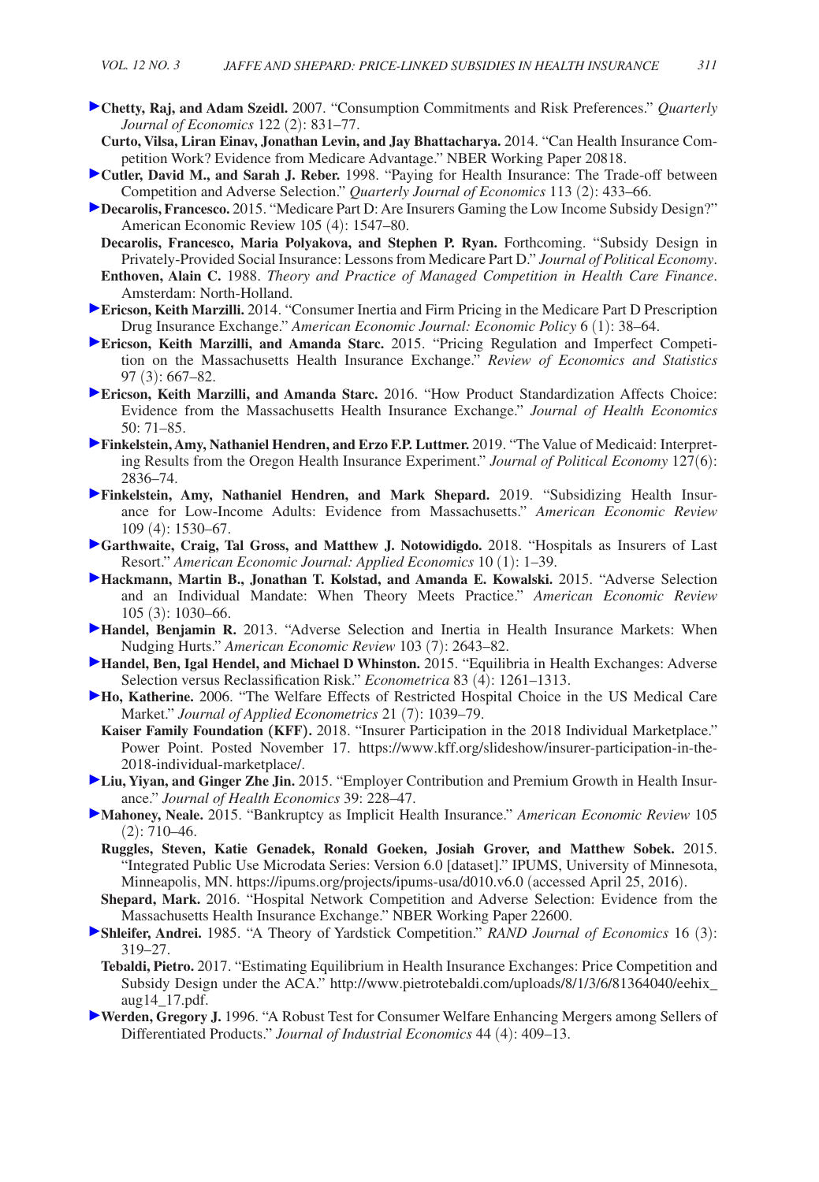**Chetty, Raj, and Adam Szeidl.** 2007. "Consumption Commitments and Risk Preferences." *Quarterly Journal of Economics* 122 (2): 831–77.

**Curto, Vilsa, Liran Einav, Jonathan Levin, and Jay Bhattacharya.** 2014. "Can Health Insurance Competition Work? Evidence from Medicare Advantage." NBER Working Paper 20818.

**Cutler, David M., and Sarah J. Reber.** 1998. "Paying for Health Insurance: The Trade-off between Competition and Adverse Selection." *Quarterly Journal of Economics* 113 (2): 433–66.

**Decarolis, Francesco.** 2015. "Medicare Part D: Are Insurers Gaming the Low Income Subsidy Design?" American Economic Review 105 (4): 1547–80.

**Decarolis, Francesco, Maria Polyakova, and Stephen P. Ryan.** Forthcoming. "Subsidy Design in Privately-Provided Social Insurance: Lessons from Medicare Part D." *Journal of Political Economy*.

**Enthoven, Alain C.** 1988. *Theory and Practice of Managed Competition in Health Care Finance*. Amsterdam: North-Holland.

**Ericson, Keith Marzilli.** 2014. "Consumer Inertia and Firm Pricing in the Medicare Part D Prescription Drug Insurance Exchange." *American Economic Journal: Economic Policy* 6 (1): 38–64.

**Ericson, Keith Marzilli, and Amanda Starc.** 2015. "Pricing Regulation and Imperfect Competition on the Massachusetts Health Insurance Exchange." *Review of Economics and Statistics* 97 (3): 667–82.

**Ericson, Keith Marzilli, and Amanda Starc.** 2016. "How Product Standardization Affects Choice: Evidence from the Massachusetts Health Insurance Exchange." *Journal of Health Economics* 50: 71–85.

**Finkelstein, Amy, Nathaniel Hendren, and Erzo F.P. Luttmer.** 2019. "The Value of Medicaid: Interpreting Results from the Oregon Health Insurance Experiment." *Journal of Political Economy* 127(6): 2836–74.

**Finkelstein, Amy, Nathaniel Hendren, and Mark Shepard.** 2019. "Subsidizing Health Insurance for Low-Income Adults: Evidence from Massachusetts." *American Economic Review* 109 (4): 1530–67.

**Garthwaite, Craig, Tal Gross, and Matthew J. Notowidigdo.** 2018. "Hospitals as Insurers of Last Resort." *American Economic Journal: Applied Economics* 10 (1): 1–39.

**Hackmann, Martin B., Jonathan T. Kolstad, and Amanda E. Kowalski.** 2015. "Adverse Selection and an Individual Mandate: When Theory Meets Practice." *American Economic Review* 105 (3): 1030–66.

**Handel, Benjamin R.** 2013. "Adverse Selection and Inertia in Health Insurance Markets: When Nudging Hurts." *American Economic Review* 103 (7): 2643–82.

**Handel, Ben, Igal Hendel, and Michael D Whinston.** 2015. "Equilibria in Health Exchanges: Adverse Selection versus Reclassification Risk." *Econometrica* 83 (4): 1261–1313.

**Ho, Katherine.** 2006. "The Welfare Effects of Restricted Hospital Choice in the US Medical Care Market." *Journal of Applied Econometrics* 21 (7): 1039–79.

**Kaiser Family Foundation (KFF).** 2018. "Insurer Participation in the 2018 Individual Marketplace." Power Point. Posted November 17. https://www.kff.org/slideshow/insurer-participation-in-the-2018-individual-marketplace/.

**Liu, Yiyan, and Ginger Zhe Jin.** 2015. "Employer Contribution and Premium Growth in Health Insurance." *Journal of Health Economics* 39: 228–47.

**Mahoney, Neale.** 2015. "Bankruptcy as Implicit Health Insurance." *American Economic Review* 105 (2): 710–46.

**Ruggles, Steven, Katie Genadek, Ronald Goeken, Josiah Grover, and Matthew Sobek.** 2015. "Integrated Public Use Microdata Series: Version 6.0 [dataset]." IPUMS, University of Minnesota, Minneapolis, MN. https://ipums.org/projects/ipums-usa/d010.v6.0 (accessed April 25, 2016).

**Shepard, Mark.** 2016. "Hospital Network Competition and Adverse Selection: Evidence from the Massachusetts Health Insurance Exchange." NBER Working Paper 22600.

**Shleifer, Andrei.** 1985. "A Theory of Yardstick Competition." *RAND Journal of Economics* 16 (3): 319–27.

**Tebaldi, Pietro.** 2017. "Estimating Equilibrium in Health Insurance Exchanges: Price Competition and Subsidy Design under the ACA." http://www.pietrotebaldi.com/uploads/8/1/3/6/81364040/eehix_aug14_17.pdf.

**Werden, Gregory J.** 1996. "A Robust Test for Consumer Welfare Enhancing Mergers among Sellers of Differentiated Products." *Journal of Industrial Economics* 44 (4): 409–13.